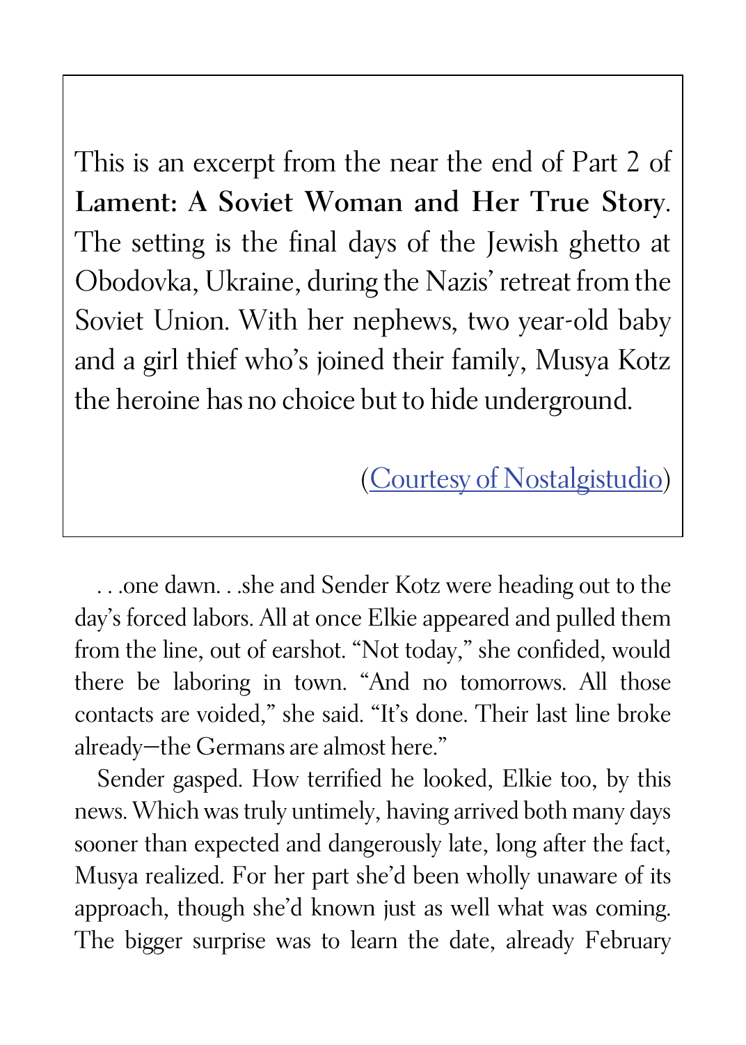This is an excerpt from the near the end of Part 2 of **Lament: A Soviet Woman and Her True Story**. The setting is the final days of the Jewish ghetto at Obodovka, Ukraine, during the Nazis' retreat from the Soviet Union. With her nephews, two year-old baby and a girl thief who's joined their family, Musya Kotz the heroine has no choice but to hide underground.

(Courtesy of Nostalgistudio)

. . .one dawn. . .she and Sender Kotz were heading out to the day's forced labors. All at once Elkie appeared and pulled them from the line, out of earshot. "Not today," she confided, would there be laboring in town. "And no tomorrows. All those contacts are voided," she said. "It's done. Their last line broke already—the Germans are almost here."

Sender gasped. How terrified he looked, Elkie too, by this news. Which was truly untimely, having arrived both many days sooner than expected and dangerously late, long after the fact, Musya realized. For her part she'd been wholly unaware of its approach, though she'd known just as well what was coming. The bigger surprise was to learn the date, already February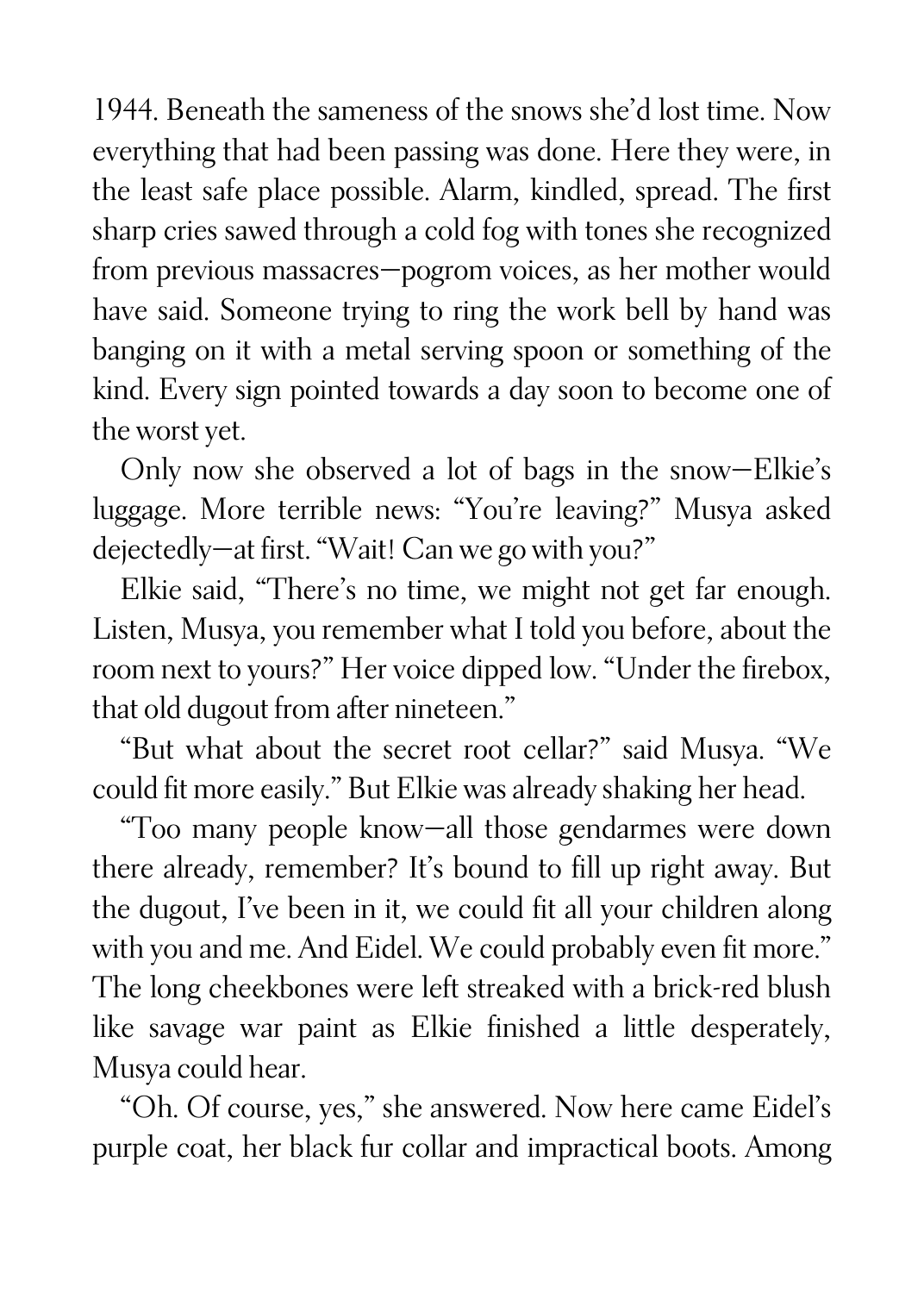1944. Beneath the sameness of the snows she'd lost time. Now everything that had been passing was done. Here they were, in the least safe place possible. Alarm, kindled, spread. The first sharp cries sawed through a cold fog with tones she recognized from previous massacres—pogrom voices, as her mother would have said. Someone trying to ring the work bell by hand was banging on it with a metal serving spoon or something of the kind. Every sign pointed towards a day soon to become one of the worst yet.

Only now she observed a lot of bags in the snow—Elkie's luggage. More terrible news: "You're leaving?" Musya asked dejectedly—at first. "Wait! Can we go with you?"

Elkie said, "There's no time, we might not get far enough. Listen, Musya, you remember what I told you before, about the room next to yours?" Her voice dipped low. "Under the firebox, that old dugout from after nineteen."

"But what about the secret root cellar?" said Musya. "We could fit more easily." But Elkie was already shaking her head.

"Too many people know—all those gendarmes were down there already, remember? It's bound to fill up right away. But the dugout, I've been in it, we could fit all your children along with you and me. And Eidel. We could probably even fit more." The long cheekbones were left streaked with a brick-red blush like savage war paint as Elkie finished a little desperately, Musya could hear.

"Oh. Of course, yes," she answered. Now here came Eidel's purple coat, her black fur collar and impractical boots. Among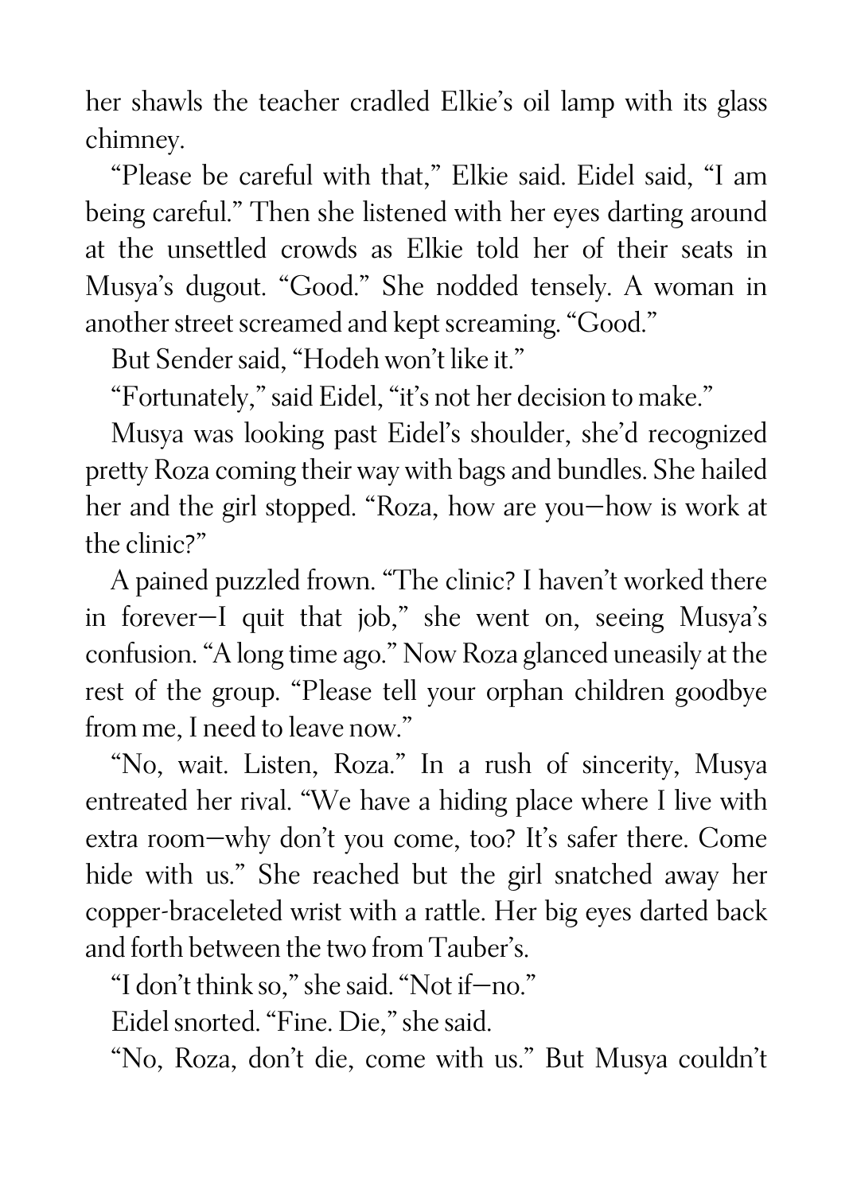her shawls the teacher cradled Elkie's oil lamp with its glass chimney.

"Please be careful with that," Elkie said. Eidel said, "I am being careful." Then she listened with her eyes darting around at the unsettled crowds as Elkie told her of their seats in Musya's dugout. "Good." She nodded tensely. A woman in another street screamed and kept screaming. "Good."

But Sender said, "Hodeh won't like it."

"Fortunately," said Eidel, "it's not her decision to make."

Musya was looking past Eidel's shoulder, she'd recognized pretty Roza coming their way with bags and bundles. She hailed her and the girl stopped. "Roza, how are you—how is work at the clinic?"

A pained puzzled frown. "The clinic? I haven't worked there in forever—I quit that job," she went on, seeing Musya's confusion. "A long time ago." Now Roza glanced uneasily at the rest of the group. "Please tell your orphan children goodbye from me, I need to leave now."

"No, wait. Listen, Roza." In a rush of sincerity, Musya entreated her rival. "We have a hiding place where I live with extra room—why don't you come, too? It's safer there. Come hide with us." She reached but the girl snatched away her copper-braceleted wrist with a rattle. Her big eyes darted back and forth between the two from Tauber's.

"I don't think so," she said. "Not if—no."

Eidel snorted. "Fine. Die," she said.

"No, Roza, don't die, come with us." But Musya couldn't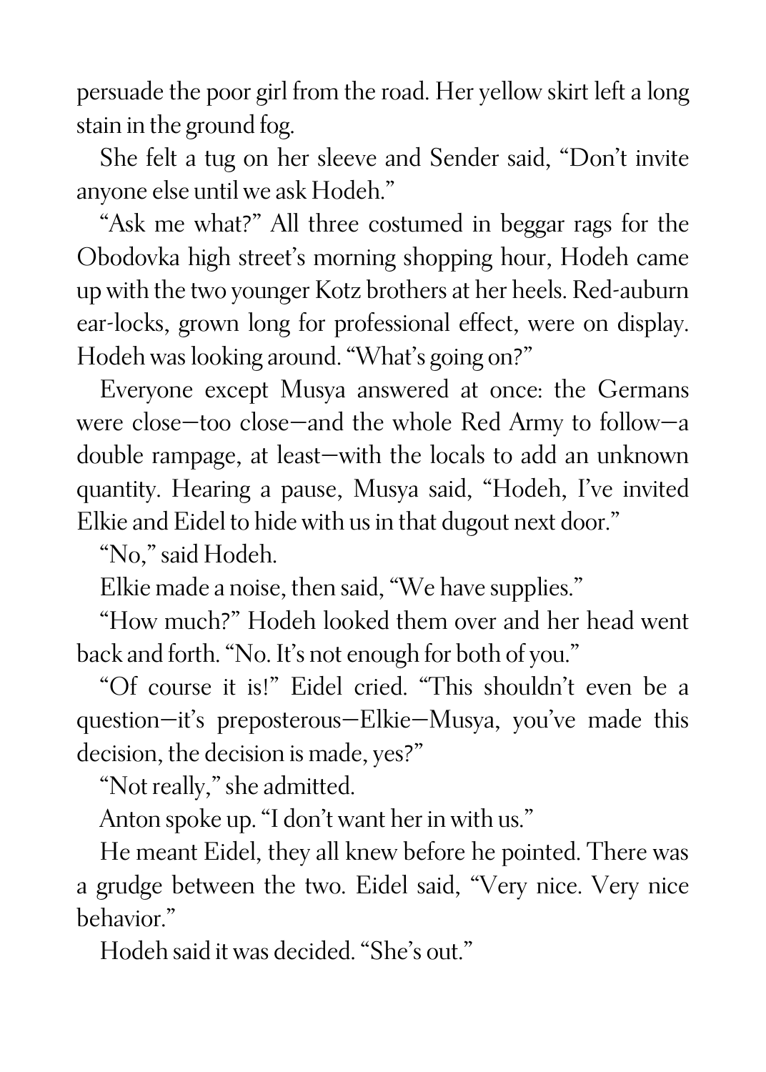persuade the poor girl from the road. Her yellow skirt left a long stain in the ground fog.

She felt a tug on her sleeve and Sender said, "Don't invite anyone else until we ask Hodeh."

"Ask me what?" All three costumed in beggar rags for the Obodovka high street's morning shopping hour, Hodeh came up with the two younger Kotz brothers at her heels. Red-auburn ear-locks, grown long for professional effect, were on display. Hodeh was looking around. "What's going on?"

Everyone except Musya answered at once: the Germans were close—too close—and the whole Red Army to follow—a double rampage, at least—with the locals to add an unknown quantity. Hearing a pause, Musya said, "Hodeh, I've invited Elkie and Eidel to hide with us in that dugout next door."

"No," said Hodeh.

Elkie made a noise, then said, "We have supplies."

"How much?" Hodeh looked them over and her head went back and forth. "No. It's not enough for both of you."

"Of course it is!" Eidel cried. "This shouldn't even be a question—it's preposterous—Elkie—Musya, you've made this decision, the decision is made, yes?"

"Not really," she admitted.

Anton spoke up. "I don't want her in with us."

He meant Eidel, they all knew before he pointed. There was a grudge between the two. Eidel said, "Very nice. Very nice behavior."

Hodeh said it was decided. "She's out."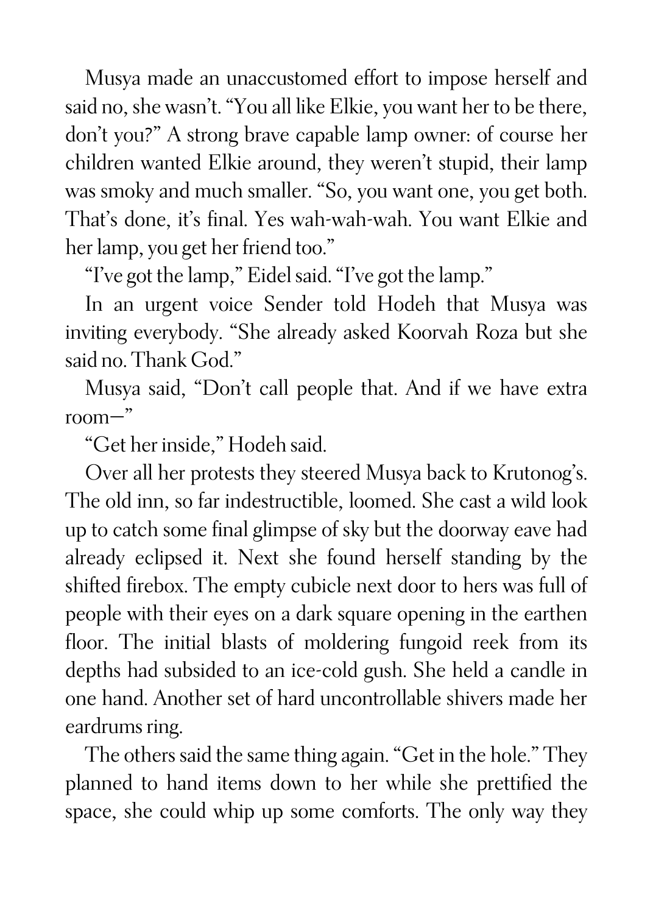Musya made an unaccustomed effort to impose herself and said no, she wasn't. "You all like Elkie, you want her to be there, don't you?" A strong brave capable lamp owner: of course her children wanted Elkie around, they weren't stupid, their lamp was smoky and much smaller. "So, you want one, you get both. That's done, it's final. Yes wah-wah-wah. You want Elkie and her lamp, you get her friend too."

"I've got the lamp," Eidel said. "I've got the lamp."

In an urgent voice Sender told Hodeh that Musya was inviting everybody. "She already asked Koorvah Roza but she said no. Thank God."

Musya said, "Don't call people that. And if we have extra room—"

"Get her inside," Hodeh said.

Over all her protests they steered Musya back to Krutonog's. The old inn, so far indestructible, loomed. She cast a wild look up to catch some final glimpse of sky but the doorway eave had already eclipsed it. Next she found herself standing by the shifted firebox. The empty cubicle next door to hers was full of people with their eyes on a dark square opening in the earthen floor. The initial blasts of moldering fungoid reek from its depths had subsided to an ice-cold gush. She held a candle in one hand. Another set of hard uncontrollable shivers made her eardrums ring.

The others said the same thing again. "Get in the hole." They planned to hand items down to her while she prettified the space, she could whip up some comforts. The only way they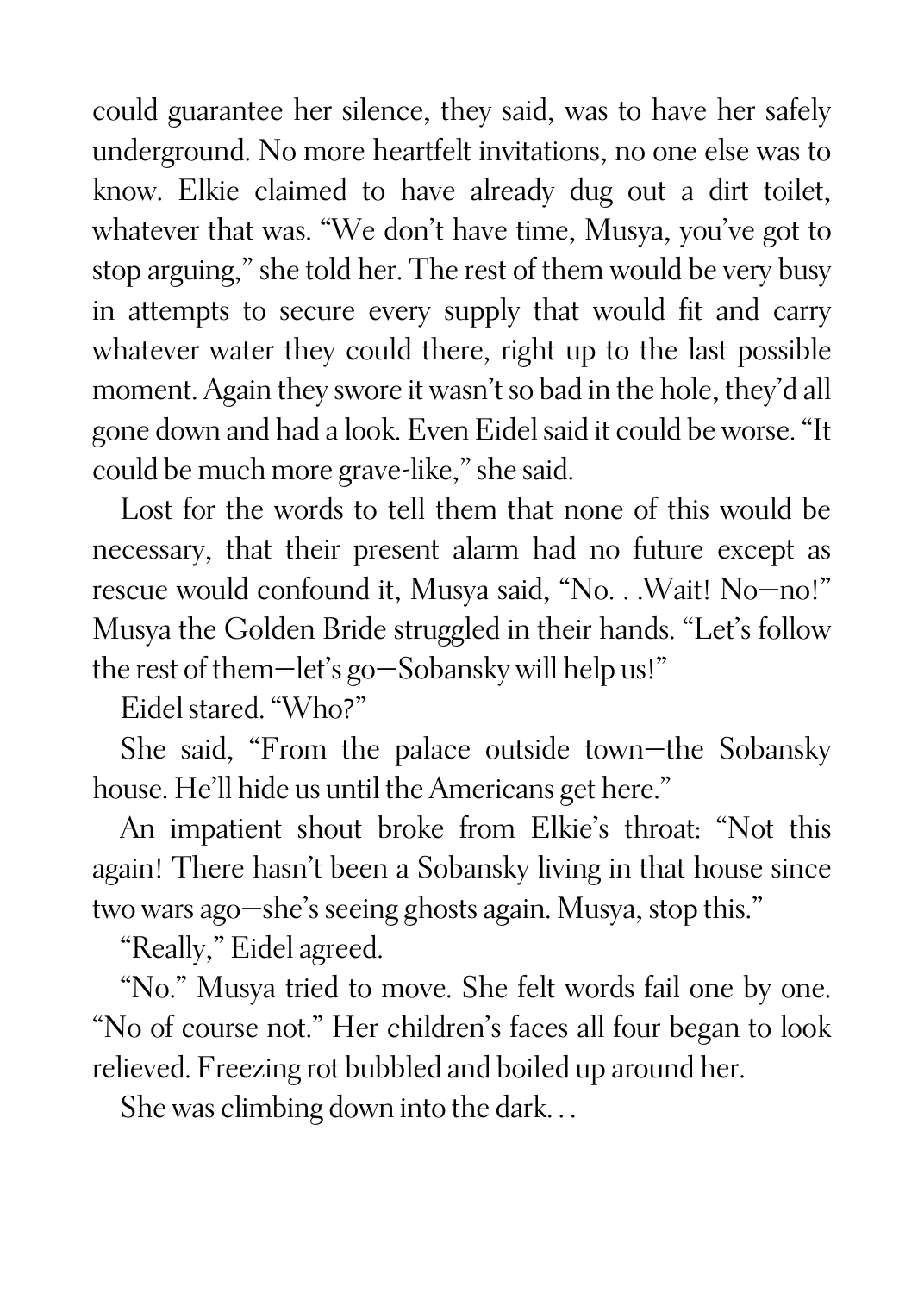could guarantee her silence, they said, was to have her safely underground. No more heartfelt invitations, no one else was to know. Elkie claimed to have already dug out a dirt toilet, whatever that was. "We don't have time, Musya, you've got to stop arguing," she told her. The rest of them would be very busy in attempts to secure every supply that would fit and carry whatever water they could there, right up to the last possible moment. Again they swore it wasn't so bad in the hole, they'd all gone down and had a look. Even Eidel said it could be worse. "It could be much more grave-like," she said.

Lost for the words to tell them that none of this would be necessary, that their present alarm had no future except as rescue would confound it, Musya said, "No. . .Wait! No—no!" Musya the Golden Bride struggled in their hands. "Let's follow the rest of them—let's go—Sobansky will help us!"

Eidel stared. "Who?"

She said, "From the palace outside town—the Sobansky house. He'll hide us until the Americans get here."

An impatient shout broke from Elkie's throat: "Not this again! There hasn't been a Sobansky living in that house since two wars ago—she's seeing ghosts again. Musya, stop this."

"Really," Eidel agreed.

"No." Musya tried to move. She felt words fail one by one. "No of course not." Her children's faces all four began to look relieved. Freezing rot bubbled and boiled up around her.

She was climbing down into the dark. . .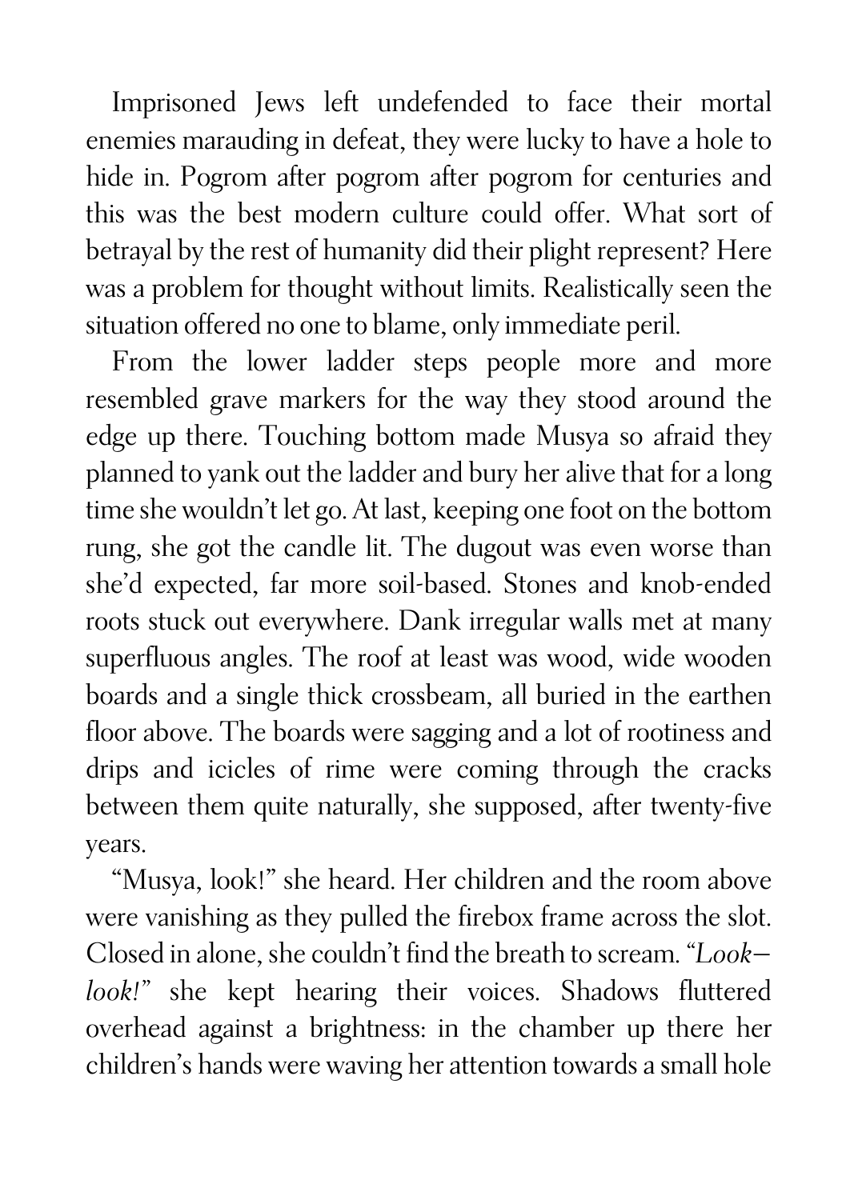Imprisoned Jews left undefended to face their mortal enemies marauding in defeat, they were lucky to have a hole to hide in. Pogrom after pogrom after pogrom for centuries and this was the best modern culture could offer. What sort of betrayal by the rest of humanity did their plight represent? Here was a problem for thought without limits. Realistically seen the situation offered no one to blame, only immediate peril.

From the lower ladder steps people more and more resembled grave markers for the way they stood around the edge up there. Touching bottom made Musya so afraid they planned to yank out the ladder and bury her alive that for a long time she wouldn't let go. At last, keeping one foot on the bottom rung, she got the candle lit. The dugout was even worse than she'd expected, far more soil-based. Stones and knob-ended roots stuck out everywhere. Dank irregular walls met at many superfluous angles. The roof at least was wood, wide wooden boards and a single thick crossbeam, all buried in the earthen floor above. The boards were sagging and a lot of rootiness and drips and icicles of rime were coming through the cracks between them quite naturally, she supposed, after twenty-five years.

"Musya, look!" she heard. Her children and the room above were vanishing as they pulled the firebox frame across the slot. Closed in alone, she couldn't find the breath to scream. "*Look—look!*" she kept hearing their voices. Shadows fluttered overhead against a brightness: in the chamber up there her children's hands were waving her attention towards a small hole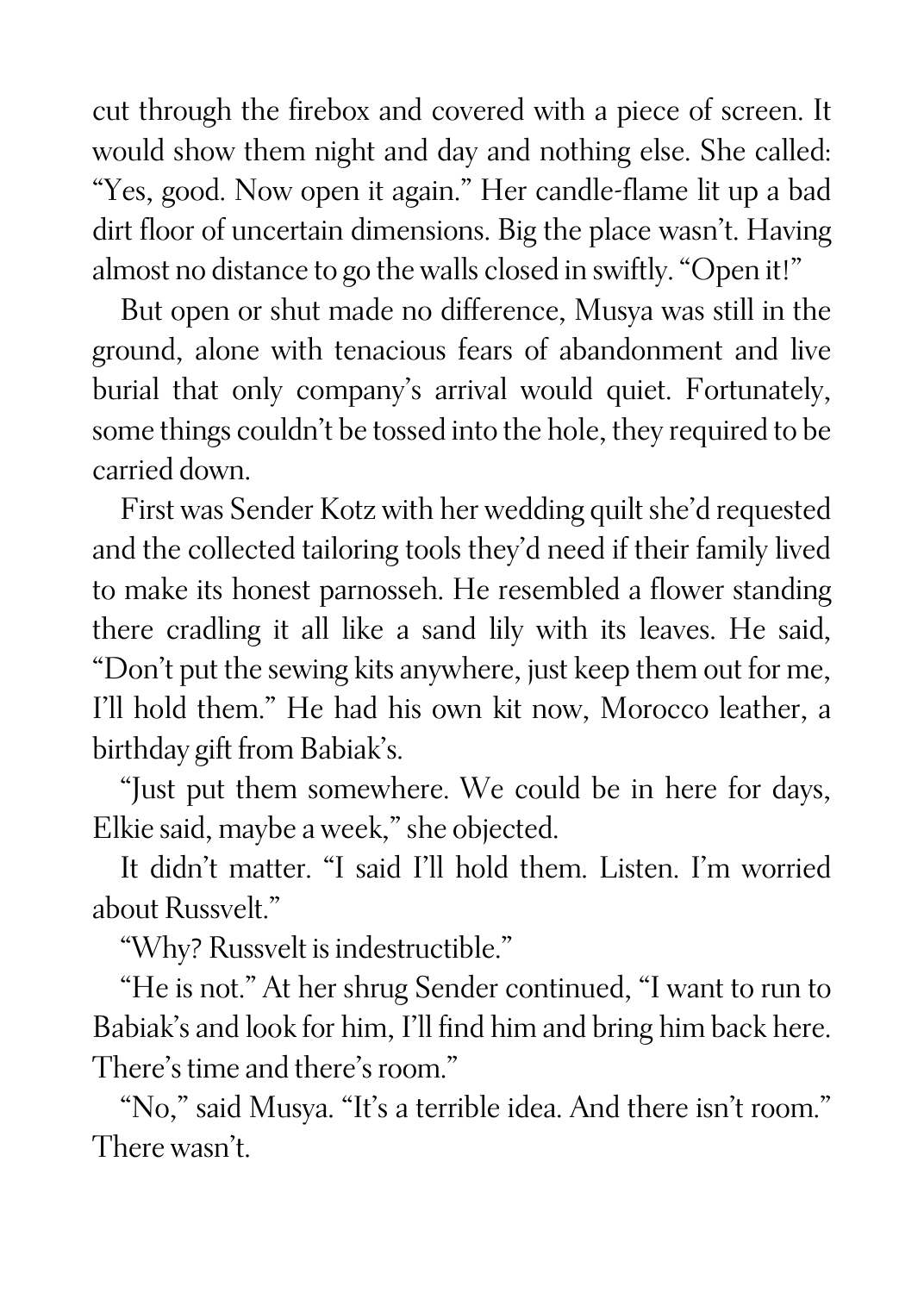cut through the firebox and covered with a piece of screen. It would show them night and day and nothing else. She called: "Yes, good. Now open it again." Her candle-flame lit up a bad dirt floor of uncertain dimensions. Big the place wasn't. Having almost no distance to go the walls closed in swiftly. "Open it!"

But open or shut made no difference, Musya was still in the ground, alone with tenacious fears of abandonment and live burial that only company's arrival would quiet. Fortunately, some things couldn't be tossed into the hole, they required to be carried down.

First was Sender Kotz with her wedding quilt she'd requested and the collected tailoring tools they'd need if their family lived to make its honest parnosseh. He resembled a flower standing there cradling it all like a sand lily with its leaves. He said, "Don't put the sewing kits anywhere, just keep them out for me, I'll hold them." He had his own kit now, Morocco leather, a birthday gift from Babiak's.

"Just put them somewhere. We could be in here for days, Elkie said, maybe a week," she objected.

It didn't matter. "I said I'll hold them. Listen. I'm worried about Russvelt."

"Why? Russvelt is indestructible."

"He is not." At her shrug Sender continued, "I want to run to Babiak's and look for him, I'll find him and bring him back here. There's time and there's room."

"No," said Musya. "It's a terrible idea. And there isn't room." There wasn't.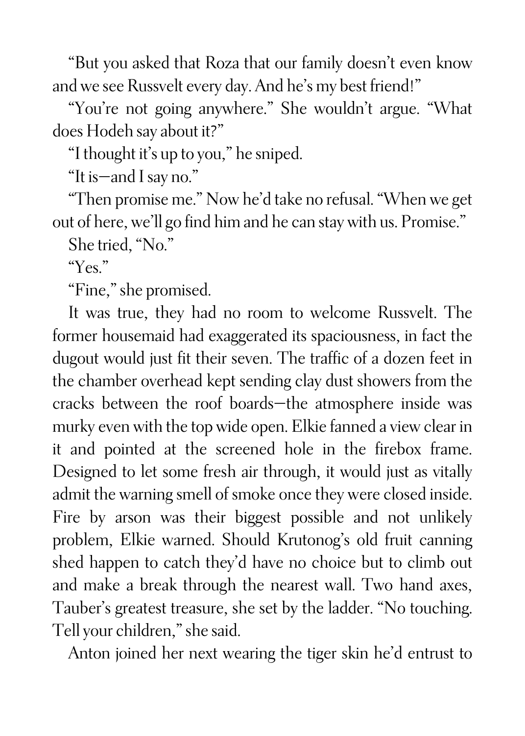“But you asked that Roza that our family doesn’t even know and we see Russvelt every day. And he’s my best friend!”

“You’re not going anywhere.” She wouldn’t argue. “What does Hodeh say about it?”

“I thought it’s up to you,” he sniped.

“It is—and I say no.”

“Then promise me.” Now he’d take no refusal. “When we get out of here, we’ll go find him and he can stay with us. Promise.”

She tried, “No.”

“Yes.”

“Fine,” she promised.

It was true, they had no room to welcome Russvelt. The former housemaid had exaggerated its spaciousness, in fact the dugout would just fit their seven. The traffic of a dozen feet in the chamber overhead kept sending clay dust showers from the cracks between the roof boards—the atmosphere inside was murky even with the top wide open. Elkie fanned a view clear in it and pointed at the screened hole in the firebox frame. Designed to let some fresh air through, it would just as vitally admit the warning smell of smoke once they were closed inside. Fire by arson was their biggest possible and not unlikely problem, Elkie warned. Should Krutonog’s old fruit canning shed happen to catch they’d have no choice but to climb out and make a break through the nearest wall. Two hand axes, Tauber’s greatest treasure, she set by the ladder. “No touching. Tell your children,” she said.

Anton joined her next wearing the tiger skin he’d entrust to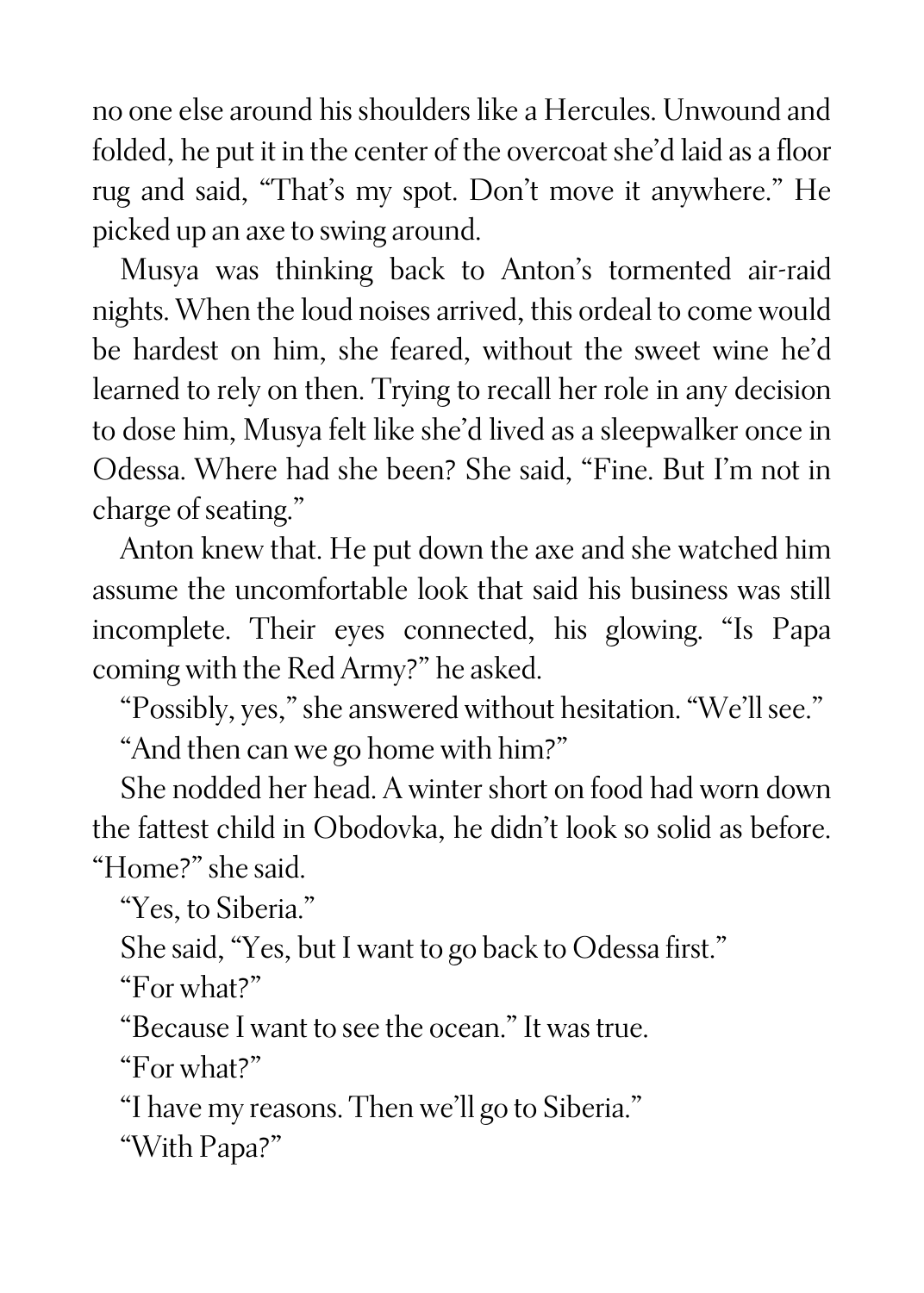no one else around his shoulders like a Hercules. Unwound and folded, he put it in the center of the overcoat she'd laid as a floor rug and said, "That's my spot. Don't move it anywhere." He picked up an axe to swing around.

Musya was thinking back to Anton's tormented air-raid nights. When the loud noises arrived, this ordeal to come would be hardest on him, she feared, without the sweet wine he'd learned to rely on then. Trying to recall her role in any decision to dose him, Musya felt like she'd lived as a sleepwalker once in Odessa. Where had she been? She said, "Fine. But I'm not in charge of seating."

Anton knew that. He put down the axe and she watched him assume the uncomfortable look that said his business was still incomplete. Their eyes connected, his glowing. "Is Papa coming with the Red Army?" he asked.

"Possibly, yes," she answered without hesitation. "We'll see."

"And then can we go home with him?"

She nodded her head. A winter short on food had worn down the fattest child in Obodovka, he didn't look so solid as before. "Home?" she said.

"Yes, to Siberia."

She said, "Yes, but I want to go back to Odessa first."

"For what?"

"Because I want to see the ocean." It was true.

"For what?"

"I have my reasons. Then we'll go to Siberia."

"With Papa?"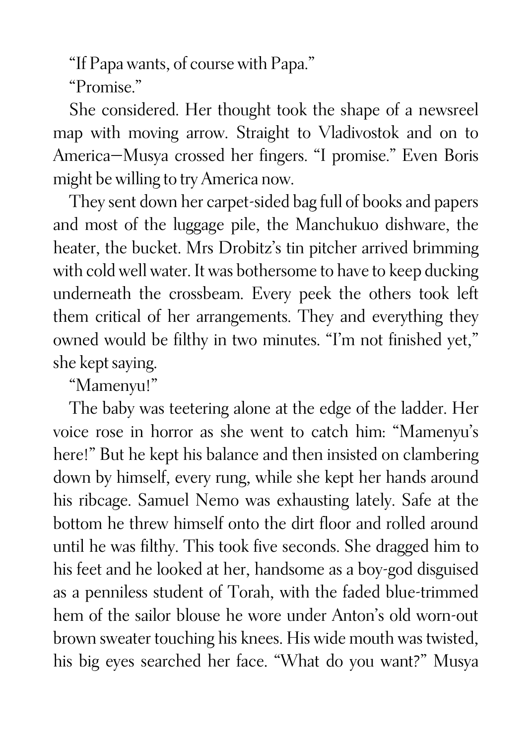"If Papa wants, of course with Papa."

"Promise."

She considered. Her thought took the shape of a newsreel map with moving arrow. Straight to Vladivostok and on to America—Musya crossed her fingers. "I promise." Even Boris might be willing to try America now.

They sent down her carpet-sided bag full of books and papers and most of the luggage pile, the Manchukuo dishware, the heater, the bucket. Mrs Drobitz's tin pitcher arrived brimming with cold well water. It was bothersome to have to keep ducking underneath the crossbeam. Every peek the others took left them critical of her arrangements. They and everything they owned would be filthy in two minutes. "I'm not finished yet," she kept saying.

"Mamenyu!"

The baby was teetering alone at the edge of the ladder. Her voice rose in horror as she went to catch him: "Mamenyu's here!" But he kept his balance and then insisted on clambering down by himself, every rung, while she kept her hands around his ribcage. Samuel Nemo was exhausting lately. Safe at the bottom he threw himself onto the dirt floor and rolled around until he was filthy. This took five seconds. She dragged him to his feet and he looked at her, handsome as a boy-god disguised as a penniless student of Torah, with the faded blue-trimmed hem of the sailor blouse he wore under Anton's old worn-out brown sweater touching his knees. His wide mouth was twisted, his big eyes searched her face. "What do you want?" Musya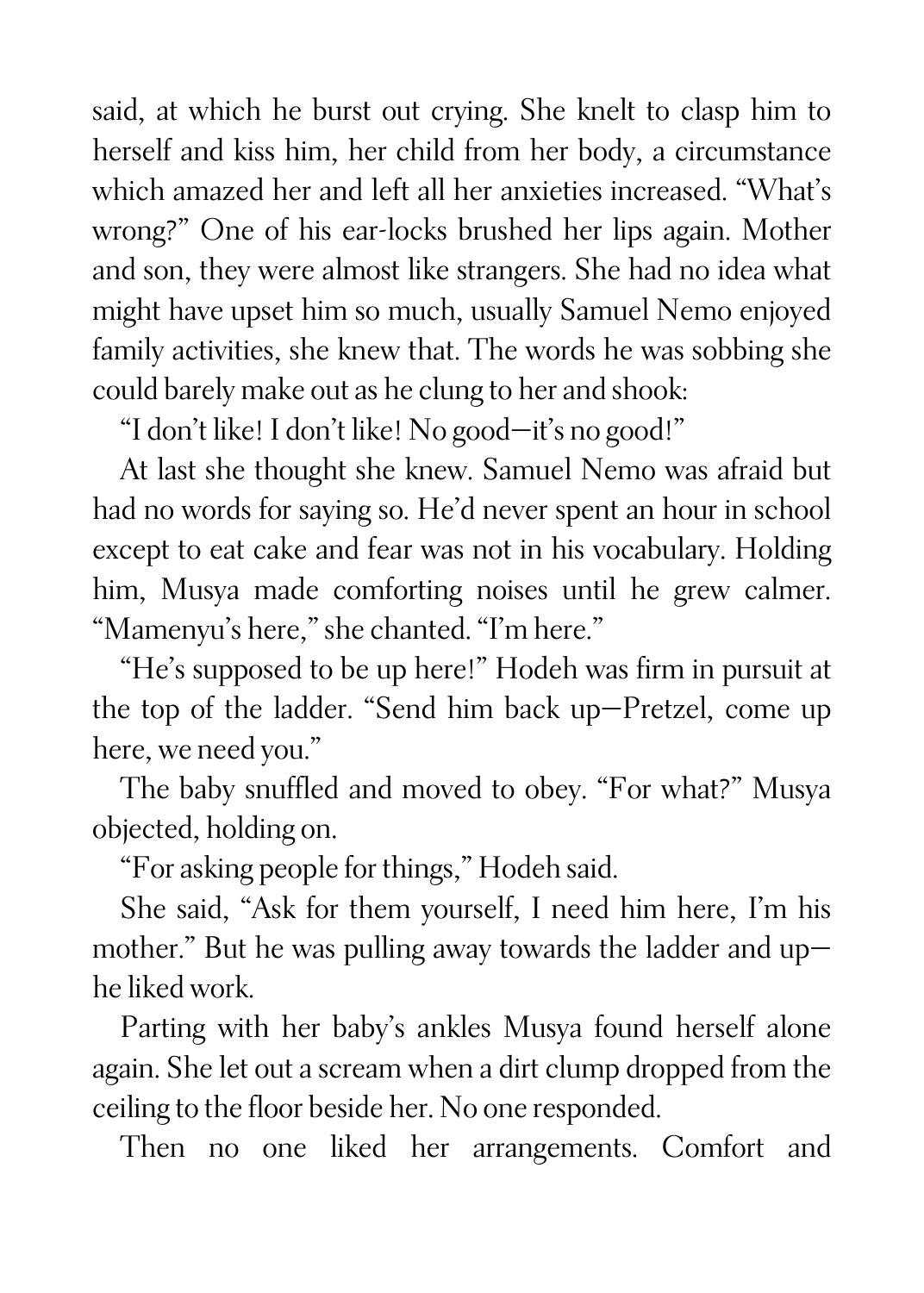said, at which he burst out crying. She knelt to clasp him to herself and kiss him, her child from her body, a circumstance which amazed her and left all her anxieties increased. "What's wrong?" One of his ear-locks brushed her lips again. Mother and son, they were almost like strangers. She had no idea what might have upset him so much, usually Samuel Nemo enjoyed family activities, she knew that. The words he was sobbing she could barely make out as he clung to her and shook:

"I don't like! I don't like! No good—it's no good!"

At last she thought she knew. Samuel Nemo was afraid but had no words for saying so. He'd never spent an hour in school except to eat cake and fear was not in his vocabulary. Holding him, Musya made comforting noises until he grew calmer. "Mamenyu's here," she chanted. "I'm here."

"He's supposed to be up here!" Hodeh was firm in pursuit at the top of the ladder. "Send him back up—Pretzel, come up here, we need you."

The baby snuffled and moved to obey. "For what?" Musya objected, holding on.

"For asking people for things," Hodeh said.

She said, "Ask for them yourself, I need him here, I'm his mother." But he was pulling away towards the ladder and up—he liked work.

Parting with her baby's ankles Musya found herself alone again. She let out a scream when a dirt clump dropped from the ceiling to the floor beside her. No one responded.

Then no one liked her arrangements. Comfort and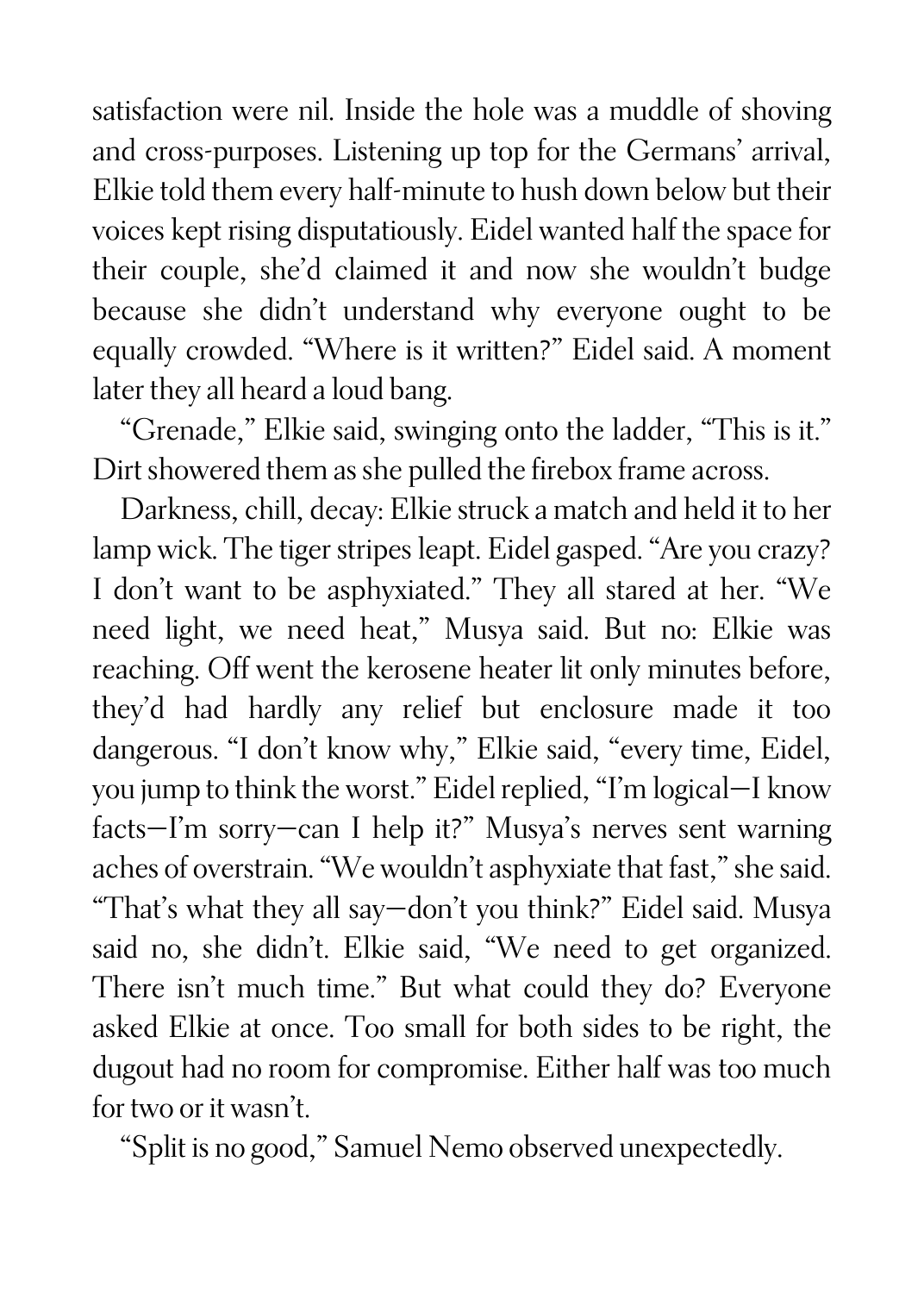satisfaction were nil. Inside the hole was a muddle of shoving and cross-purposes. Listening up top for the Germans' arrival, Elkie told them every half-minute to hush down below but their voices kept rising disputatiously. Eidel wanted half the space for their couple, she'd claimed it and now she wouldn't budge because she didn't understand why everyone ought to be equally crowded. "Where is it written?" Eidel said. A moment later they all heard a loud bang.

"Grenade," Elkie said, swinging onto the ladder, "This is it." Dirt showered them as she pulled the firebox frame across.

Darkness, chill, decay: Elkie struck a match and held it to her lamp wick. The tiger stripes leapt. Eidel gasped. "Are you crazy? I don't want to be asphyxiated." They all stared at her. "We need light, we need heat," Musya said. But no: Elkie was reaching. Off went the kerosene heater lit only minutes before, they'd had hardly any relief but enclosure made it too dangerous. "I don't know why," Elkie said, "every time, Eidel, you jump to think the worst." Eidel replied, "I'm logical—I know facts—I'm sorry—can I help it?" Musya's nerves sent warning aches of overstrain. "We wouldn't asphyxiate that fast," she said. "That's what they all say—don't you think?" Eidel said. Musya said no, she didn't. Elkie said, "We need to get organized. There isn't much time." But what could they do? Everyone asked Elkie at once. Too small for both sides to be right, the dugout had no room for compromise. Either half was too much for two or it wasn't.

"Split is no good," Samuel Nemo observed unexpectedly.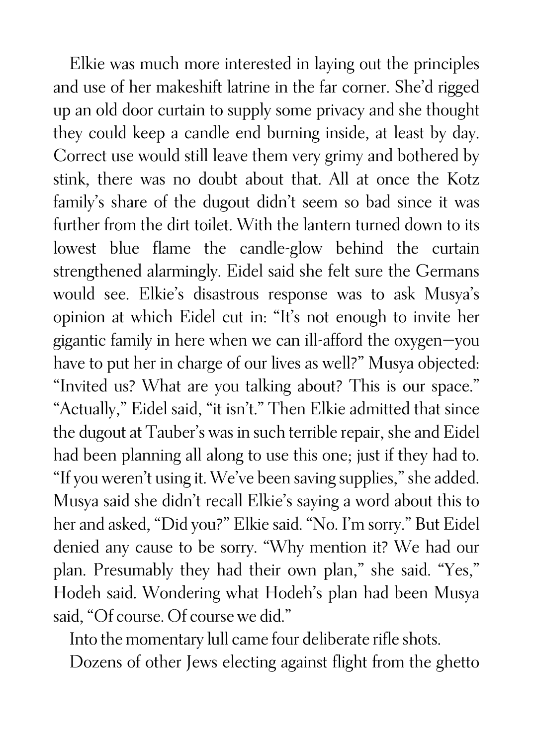Elkie was much more interested in laying out the principles and use of her makeshift latrine in the far corner. She'd rigged up an old door curtain to supply some privacy and she thought they could keep a candle end burning inside, at least by day. Correct use would still leave them very grimy and bothered by stink, there was no doubt about that. All at once the Kotz family's share of the dugout didn't seem so bad since it was further from the dirt toilet. With the lantern turned down to its lowest blue flame the candle-glow behind the curtain strengthened alarmingly. Eidel said she felt sure the Germans would see. Elkie's disastrous response was to ask Musya's opinion at which Eidel cut in: "It's not enough to invite her gigantic family in here when we can ill-afford the oxygen—you have to put her in charge of our lives as well?" Musya objected: "Invited us? What are you talking about? This is our space." "Actually," Eidel said, "it isn't." Then Elkie admitted that since the dugout at Tauber's was in such terrible repair, she and Eidel had been planning all along to use this one; just if they had to. "If you weren't using it. We've been saving supplies," she added. Musya said she didn't recall Elkie's saying a word about this to her and asked, "Did you?" Elkie said. "No. I'm sorry." But Eidel denied any cause to be sorry. "Why mention it? We had our plan. Presumably they had their own plan," she said. "Yes," Hodeh said. Wondering what Hodeh's plan had been Musya said, "Of course. Of course we did."

Into the momentary lull came four deliberate rifle shots.

Dozens of other Jews electing against flight from the ghetto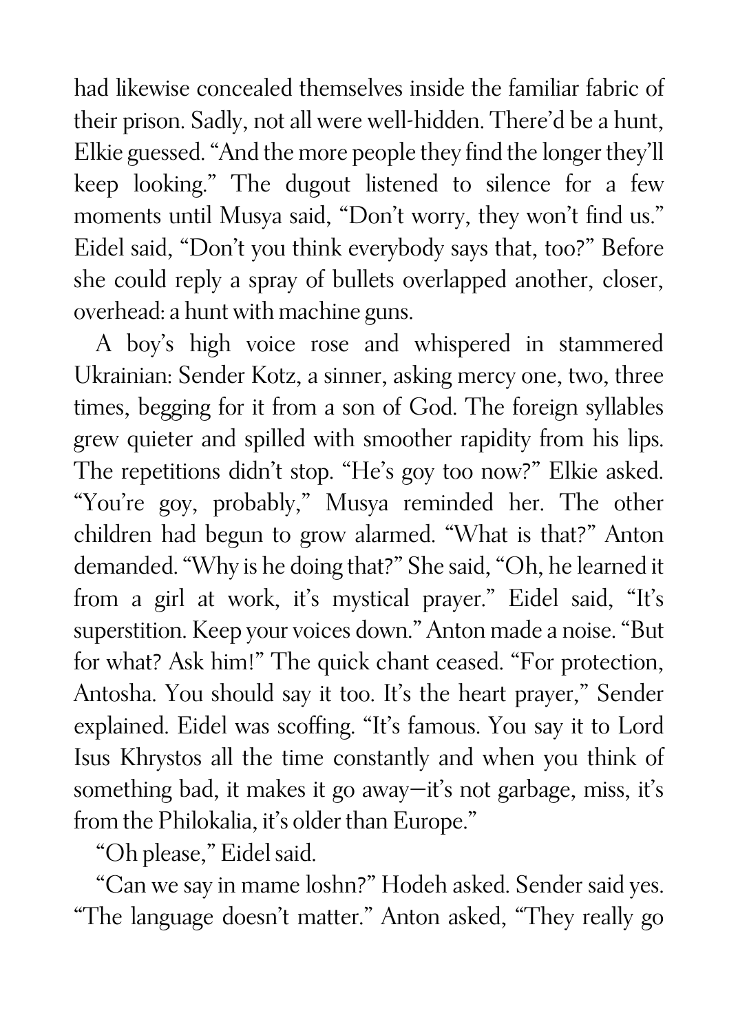had likewise concealed themselves inside the familiar fabric of their prison. Sadly, not all were well-hidden. There'd be a hunt, Elkie guessed. "And the more people they find the longer they'll keep looking." The dugout listened to silence for a few moments until Musya said, "Don't worry, they won't find us." Eidel said, "Don't you think everybody says that, too?" Before she could reply a spray of bullets overlapped another, closer, overhead: a hunt with machine guns.

A boy's high voice rose and whispered in stammered Ukrainian: Sender Kotz, a sinner, asking mercy one, two, three times, begging for it from a son of God. The foreign syllables grew quieter and spilled with smoother rapidity from his lips. The repetitions didn't stop. "He's goy too now?" Elkie asked. "You're goy, probably," Musya reminded her. The other children had begun to grow alarmed. "What is that?" Anton demanded. "Why is he doing that?" She said, "Oh, he learned it from a girl at work, it's mystical prayer." Eidel said, "It's superstition. Keep your voices down." Anton made a noise. "But for what? Ask him!" The quick chant ceased. "For protection, Antosha. You should say it too. It's the heart prayer," Sender explained. Eidel was scoffing. "It's famous. You say it to Lord Isus Khrystos all the time constantly and when you think of something bad, it makes it go away—it's not garbage, miss, it's from the Philokalia, it's older than Europe."

"Oh please," Eidel said.

"Can we say in mame loshn?" Hodeh asked. Sender said yes. "The language doesn't matter." Anton asked, "They really go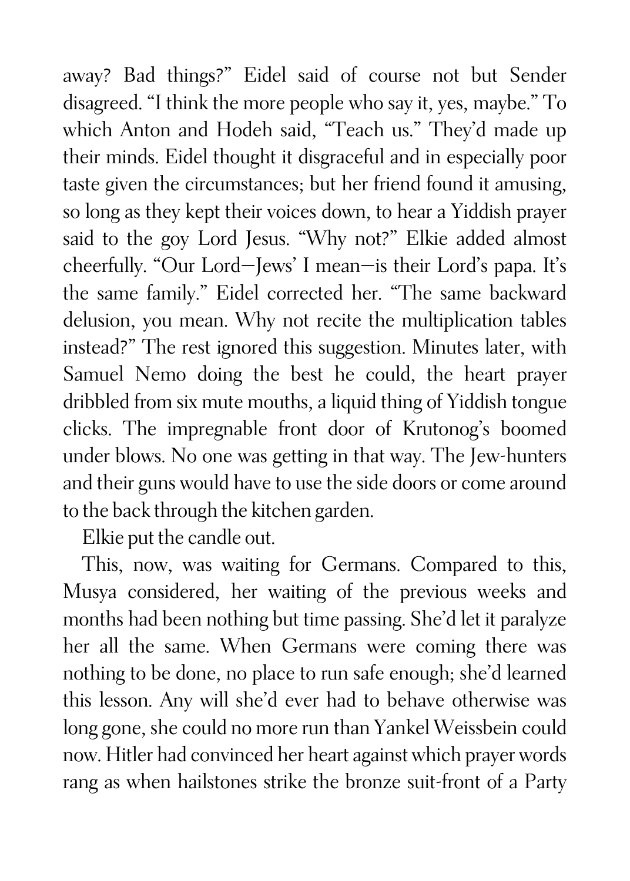away? Bad things?" Eidel said of course not but Sender disagreed. "I think the more people who say it, yes, maybe." To which Anton and Hodeh said, "Teach us." They'd made up their minds. Eidel thought it disgraceful and in especially poor taste given the circumstances; but her friend found it amusing, so long as they kept their voices down, to hear a Yiddish prayer said to the goy Lord Jesus. "Why not?" Elkie added almost cheerfully. "Our Lord—Jews' I mean—is their Lord's papa. It's the same family." Eidel corrected her. "The same backward delusion, you mean. Why not recite the multiplication tables instead?" The rest ignored this suggestion. Minutes later, with Samuel Nemo doing the best he could, the heart prayer dribbled from six mute mouths, a liquid thing of Yiddish tongue clicks. The impregnable front door of Krutonog's boomed under blows. No one was getting in that way. The Jew-hunters and their guns would have to use the side doors or come around to the back through the kitchen garden.

Elkie put the candle out.

This, now, was waiting for Germans. Compared to this, Musya considered, her waiting of the previous weeks and months had been nothing but time passing. She'd let it paralyze her all the same. When Germans were coming there was nothing to be done, no place to run safe enough; she'd learned this lesson. Any will she'd ever had to behave otherwise was long gone, she could no more run than Yankel Weissbein could now. Hitler had convinced her heart against which prayer words rang as when hailstones strike the bronze suit-front of a Party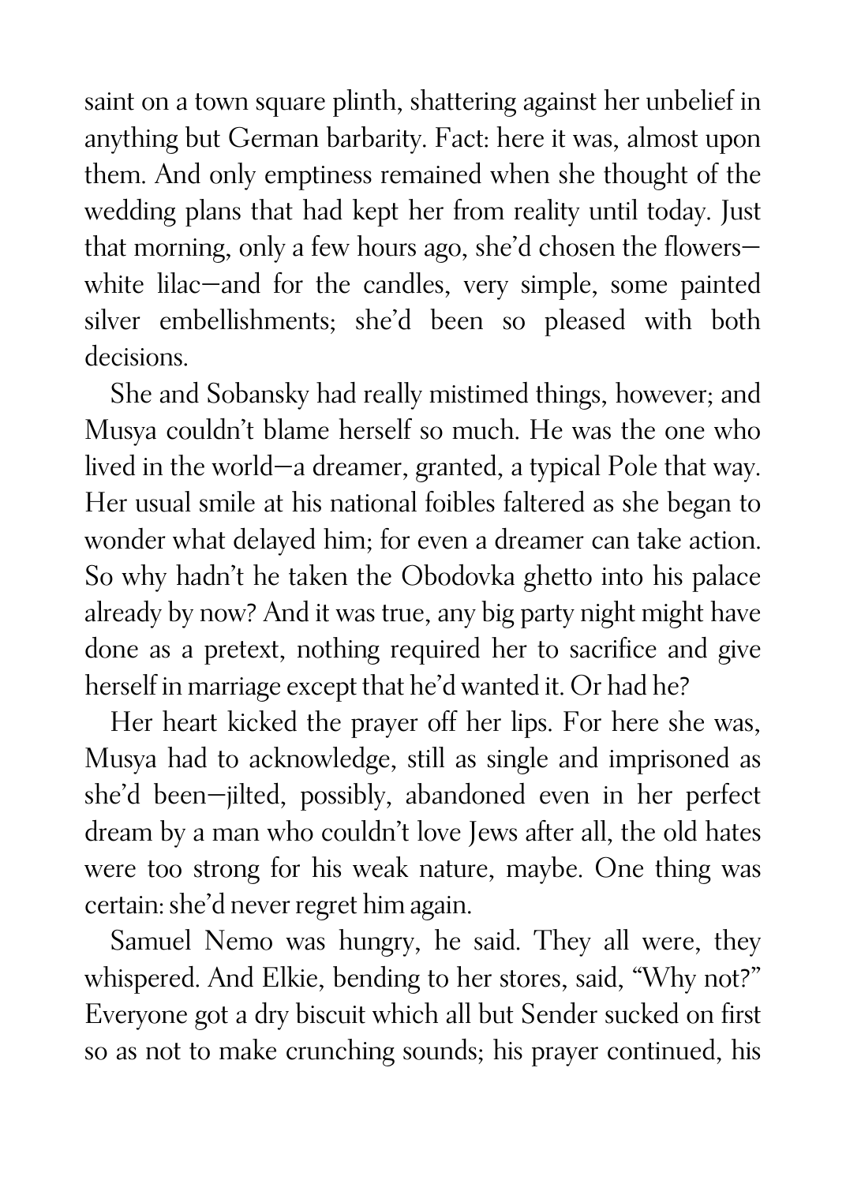saint on a town square plinth, shattering against her unbelief in anything but German barbarity. Fact: here it was, almost upon them. And only emptiness remained when she thought of the wedding plans that had kept her from reality until today. Just that morning, only a few hours ago, she'd chosen the flowers—white lilac—and for the candles, very simple, some painted silver embellishments; she'd been so pleased with both decisions.

She and Sobansky had really mistimed things, however; and Musya couldn't blame herself so much. He was the one who lived in the world—a dreamer, granted, a typical Pole that way. Her usual smile at his national foibles faltered as she began to wonder what delayed him; for even a dreamer can take action. So why hadn't he taken the Obodovka ghetto into his palace already by now? And it was true, any big party night might have done as a pretext, nothing required her to sacrifice and give herself in marriage except that he'd wanted it. Or had he?

Her heart kicked the prayer off her lips. For here she was, Musya had to acknowledge, still as single and imprisoned as she'd been—jilted, possibly, abandoned even in her perfect dream by a man who couldn't love Jews after all, the old hates were too strong for his weak nature, maybe. One thing was certain: she'd never regret him again.

Samuel Nemo was hungry, he said. They all were, they whispered. And Elkie, bending to her stores, said, "Why not?" Everyone got a dry biscuit which all but Sender sucked on first so as not to make crunching sounds; his prayer continued, his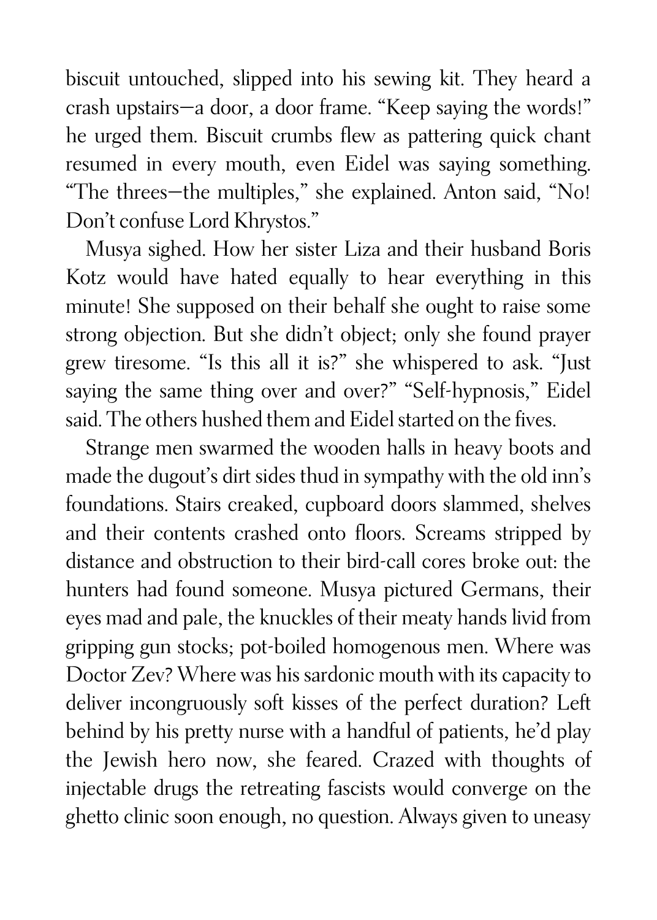biscuit untouched, slipped into his sewing kit. They heard a crash upstairs—a door, a door frame. "Keep saying the words!" he urged them. Biscuit crumbs flew as pattering quick chant resumed in every mouth, even Eidel was saying something. "The threes—the multiples," she explained. Anton said, "No! Don't confuse Lord Khrystos."

Musya sighed. How her sister Liza and their husband Boris Kotz would have hated equally to hear everything in this minute! She supposed on their behalf she ought to raise some strong objection. But she didn't object; only she found prayer grew tiresome. "Is this all it is?" she whispered to ask. "Just saying the same thing over and over?" "Self-hypnosis," Eidel said. The others hushed them and Eidel started on the fives.

Strange men swarmed the wooden halls in heavy boots and made the dugout's dirt sides thud in sympathy with the old inn's foundations. Stairs creaked, cupboard doors slammed, shelves and their contents crashed onto floors. Screams stripped by distance and obstruction to their bird-call cores broke out: the hunters had found someone. Musya pictured Germans, their eyes mad and pale, the knuckles of their meaty hands livid from gripping gun stocks; pot-boiled homogenous men. Where was Doctor Zev? Where was his sardonic mouth with its capacity to deliver incongruously soft kisses of the perfect duration? Left behind by his pretty nurse with a handful of patients, he'd play the Jewish hero now, she feared. Crazed with thoughts of injectable drugs the retreating fascists would converge on the ghetto clinic soon enough, no question. Always given to uneasy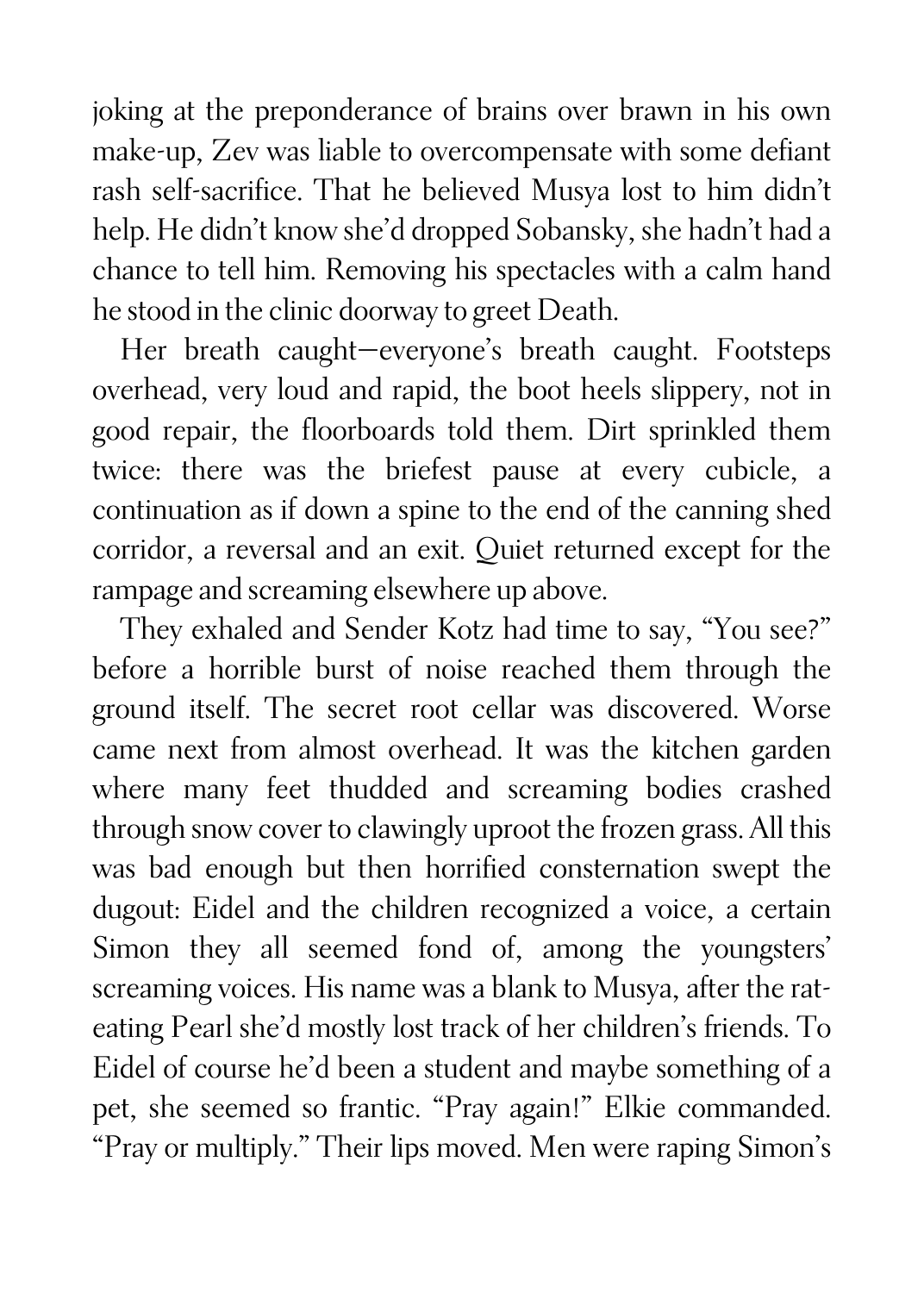joking at the preponderance of brains over brawn in his own make-up, Zev was liable to overcompensate with some defiant rash self-sacrifice. That he believed Musya lost to him didn't help. He didn't know she'd dropped Sobansky, she hadn't had a chance to tell him. Removing his spectacles with a calm hand he stood in the clinic doorway to greet Death.

Her breath caught—everyone's breath caught. Footsteps overhead, very loud and rapid, the boot heels slippery, not in good repair, the floorboards told them. Dirt sprinkled them twice: there was the briefest pause at every cubicle, a continuation as if down a spine to the end of the canning shed corridor, a reversal and an exit. Quiet returned except for the rampage and screaming elsewhere up above.

They exhaled and Sender Kotz had time to say, "You see?" before a horrible burst of noise reached them through the ground itself. The secret root cellar was discovered. Worse came next from almost overhead. It was the kitchen garden where many feet thudded and screaming bodies crashed through snow cover to clawingly uproot the frozen grass. All this was bad enough but then horrified consternation swept the dugout: Eidel and the children recognized a voice, a certain Simon they all seemed fond of, among the youngsters' screaming voices. His name was a blank to Musya, after the rat-eating Pearl she'd mostly lost track of her children's friends. To Eidel of course he'd been a student and maybe something of a pet, she seemed so frantic. "Pray again!" Elkie commanded. "Pray or multiply." Their lips moved. Men were raping Simon's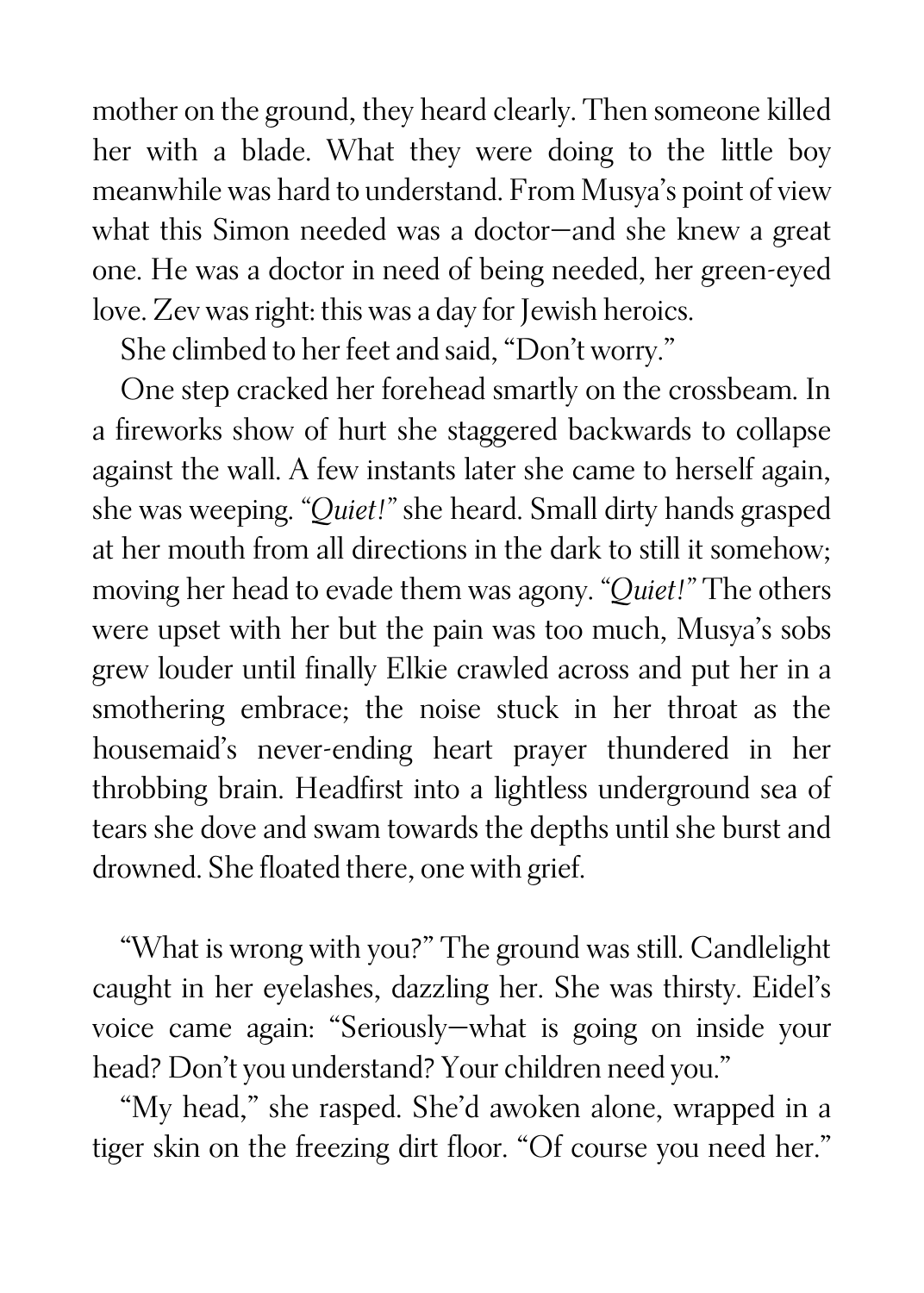mother on the ground, they heard clearly. Then someone killed her with a blade. What they were doing to the little boy meanwhile was hard to understand. From Musya's point of view what this Simon needed was a doctor—and she knew a great one. He was a doctor in need of being needed, her green-eyed love. Zev was right: this was a day for Jewish heroics.

She climbed to her feet and said, "Don't worry."

One step cracked her forehead smartly on the crossbeam. In a fireworks show of hurt she staggered backwards to collapse against the wall. A few instants later she came to herself again, she was weeping. "*Quiet!*" she heard. Small dirty hands grasped at her mouth from all directions in the dark to still it somehow; moving her head to evade them was agony. "*Quiet!*" The others were upset with her but the pain was too much, Musya's sobs grew louder until finally Elkie crawled across and put her in a smothering embrace; the noise stuck in her throat as the housemaid's never-ending heart prayer thundered in her throbbing brain. Headfirst into a lightless underground sea of tears she dove and swam towards the depths until she burst and drowned. She floated there, one with grief.

"What is wrong with you?" The ground was still. Candlelight caught in her eyelashes, dazzling her. She was thirsty. Eidel's voice came again: "Seriously—what is going on inside your head? Don't you understand? Your children need you."

"My head," she rasped. She'd awoken alone, wrapped in a tiger skin on the freezing dirt floor. "Of course you need her."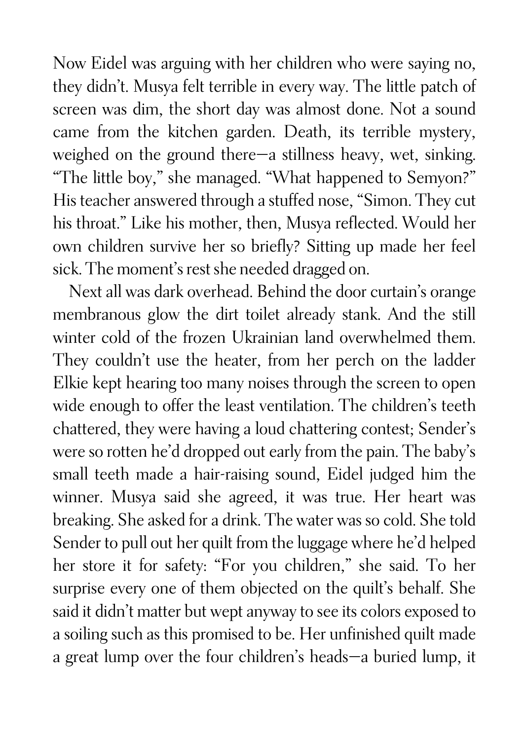Now Eidel was arguing with her children who were saying no, they didn't. Musya felt terrible in every way. The little patch of screen was dim, the short day was almost done. Not a sound came from the kitchen garden. Death, its terrible mystery, weighed on the ground there—a stillness heavy, wet, sinking. "The little boy," she managed. "What happened to Semyon?" His teacher answered through a stuffed nose, "Simon. They cut his throat." Like his mother, then, Musya reflected. Would her own children survive her so briefly? Sitting up made her feel sick. The moment's rest she needed dragged on.

Next all was dark overhead. Behind the door curtain's orange membranous glow the dirt toilet already stank. And the still winter cold of the frozen Ukrainian land overwhelmed them. They couldn't use the heater, from her perch on the ladder Elkie kept hearing too many noises through the screen to open wide enough to offer the least ventilation. The children's teeth chattered, they were having a loud chattering contest; Sender's were so rotten he'd dropped out early from the pain. The baby's small teeth made a hair-raising sound, Eidel judged him the winner. Musya said she agreed, it was true. Her heart was breaking. She asked for a drink. The water was so cold. She told Sender to pull out her quilt from the luggage where he'd helped her store it for safety: "For you children," she said. To her surprise every one of them objected on the quilt's behalf. She said it didn't matter but wept anyway to see its colors exposed to a soiling such as this promised to be. Her unfinished quilt made a great lump over the four children's heads—a buried lump, it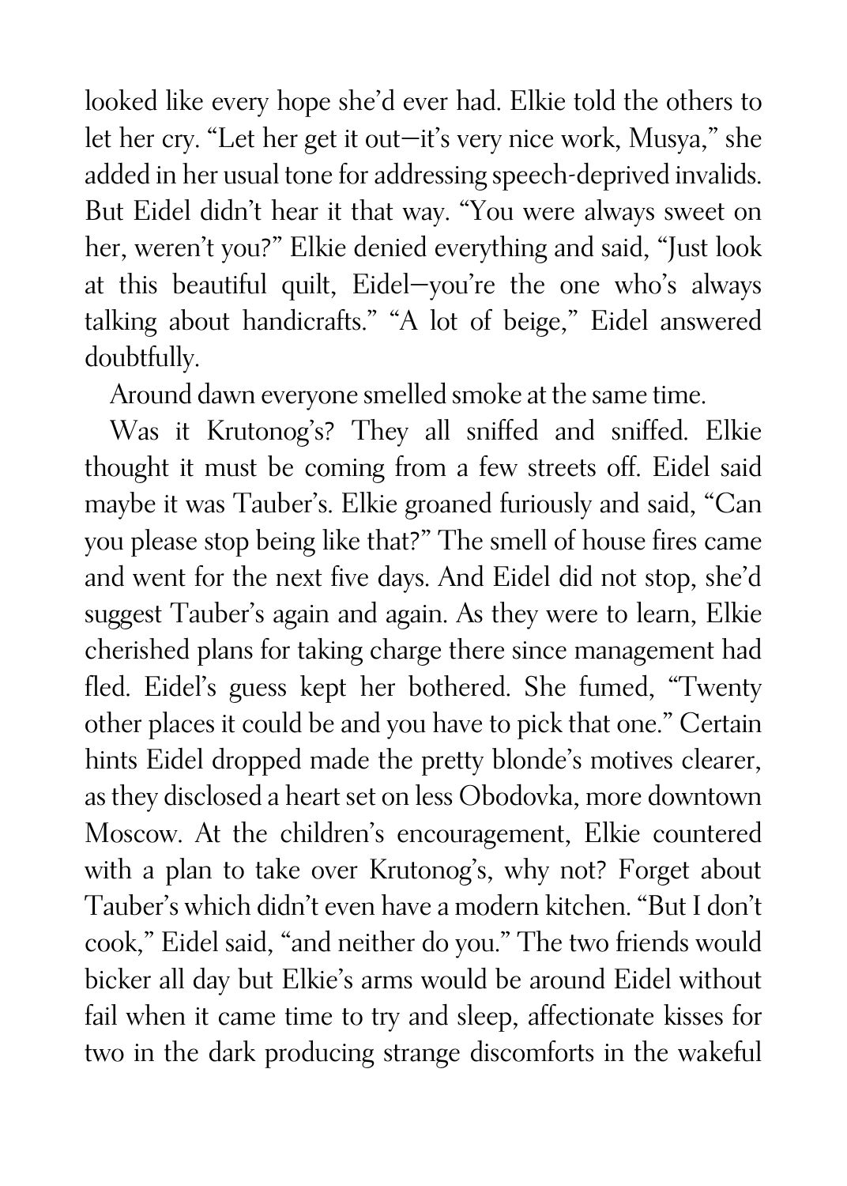looked like every hope she'd ever had. Elkie told the others to let her cry. "Let her get it out—it's very nice work, Musya," she added in her usual tone for addressing speech-deprived invalids. But Eidel didn't hear it that way. "You were always sweet on her, weren't you?" Elkie denied everything and said, "Just look at this beautiful quilt, Eidel—you're the one who's always talking about handicrafts." "A lot of beige," Eidel answered doubtfully.

Around dawn everyone smelled smoke at the same time.

Was it Krutonog's? They all sniffed and sniffed. Elkie thought it must be coming from a few streets off. Eidel said maybe it was Tauber's. Elkie groaned furiously and said, "Can you please stop being like that?" The smell of house fires came and went for the next five days. And Eidel did not stop, she'd suggest Tauber's again and again. As they were to learn, Elkie cherished plans for taking charge there since management had fled. Eidel's guess kept her bothered. She fumed, "Twenty other places it could be and you have to pick that one." Certain hints Eidel dropped made the pretty blonde's motives clearer, as they disclosed a heart set on less Obodovka, more downtown Moscow. At the children's encouragement, Elkie countered with a plan to take over Krutonog's, why not? Forget about Tauber's which didn't even have a modern kitchen. "But I don't cook," Eidel said, "and neither do you." The two friends would bicker all day but Elkie's arms would be around Eidel without fail when it came time to try and sleep, affectionate kisses for two in the dark producing strange discomforts in the wakeful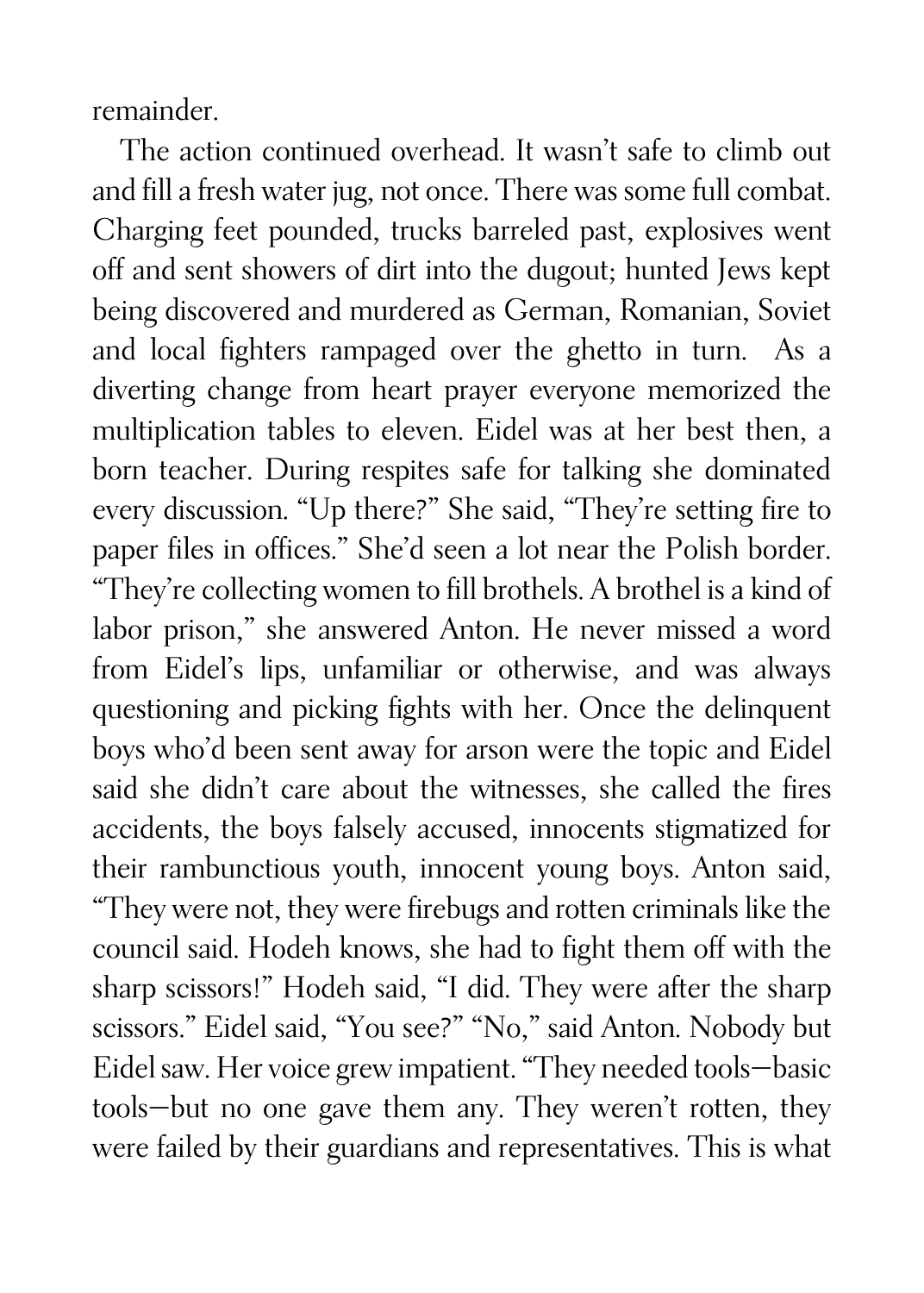remainder.

The action continued overhead. It wasn't safe to climb out and fill a fresh water jug, not once. There was some full combat. Charging feet pounded, trucks barreled past, explosives went off and sent showers of dirt into the dugout; hunted Jews kept being discovered and murdered as German, Romanian, Soviet and local fighters rampaged over the ghetto in turn. As a diverting change from heart prayer everyone memorized the multiplication tables to eleven. Eidel was at her best then, a born teacher. During respites safe for talking she dominated every discussion. "Up there?" She said, "They're setting fire to paper files in offices." She'd seen a lot near the Polish border. "They're collecting women to fill brothels. A brothel is a kind of labor prison," she answered Anton. He never missed a word from Eidel's lips, unfamiliar or otherwise, and was always questioning and picking fights with her. Once the delinquent boys who'd been sent away for arson were the topic and Eidel said she didn't care about the witnesses, she called the fires accidents, the boys falsely accused, innocents stigmatized for their rambunctious youth, innocent young boys. Anton said, "They were not, they were firebugs and rotten criminals like the council said. Hodeh knows, she had to fight them off with the sharp scissors!" Hodeh said, "I did. They were after the sharp scissors." Eidel said, "You see?" "No," said Anton. Nobody but Eidel saw. Her voice grew impatient. "They needed tools—basic tools—but no one gave them any. They weren't rotten, they were failed by their guardians and representatives. This is what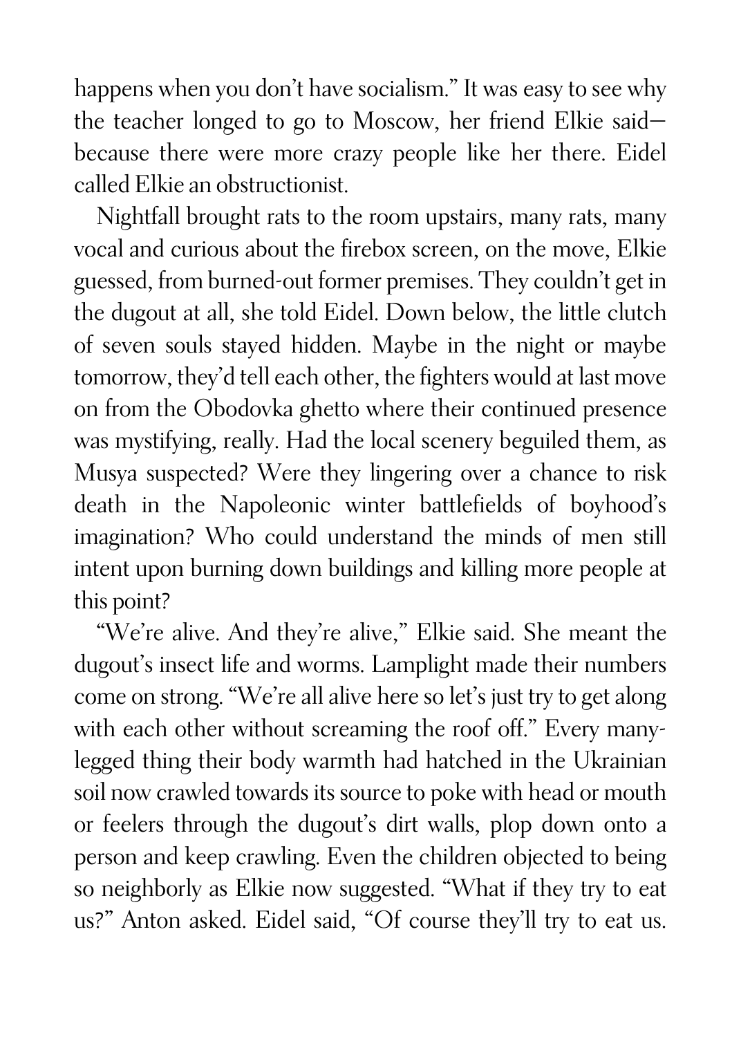happens when you don't have socialism." It was easy to see why the teacher longed to go to Moscow, her friend Elkie said—because there were more crazy people like her there. Eidel called Elkie an obstructionist.

Nightfall brought rats to the room upstairs, many rats, many vocal and curious about the firebox screen, on the move, Elkie guessed, from burned-out former premises. They couldn't get in the dugout at all, she told Eidel. Down below, the little clutch of seven souls stayed hidden. Maybe in the night or maybe tomorrow, they'd tell each other, the fighters would at last move on from the Obodovka ghetto where their continued presence was mystifying, really. Had the local scenery beguiled them, as Musya suspected? Were they lingering over a chance to risk death in the Napoleonic winter battlefields of boyhood's imagination? Who could understand the minds of men still intent upon burning down buildings and killing more people at this point?

"We're alive. And they're alive," Elkie said. She meant the dugout's insect life and worms. Lamplight made their numbers come on strong. "We're all alive here so let's just try to get along with each other without screaming the roof off." Every many-legged thing their body warmth had hatched in the Ukrainian soil now crawled towards its source to poke with head or mouth or feelers through the dugout's dirt walls, plop down onto a person and keep crawling. Even the children objected to being so neighborly as Elkie now suggested. "What if they try to eat us?" Anton asked. Eidel said, "Of course they'll try to eat us.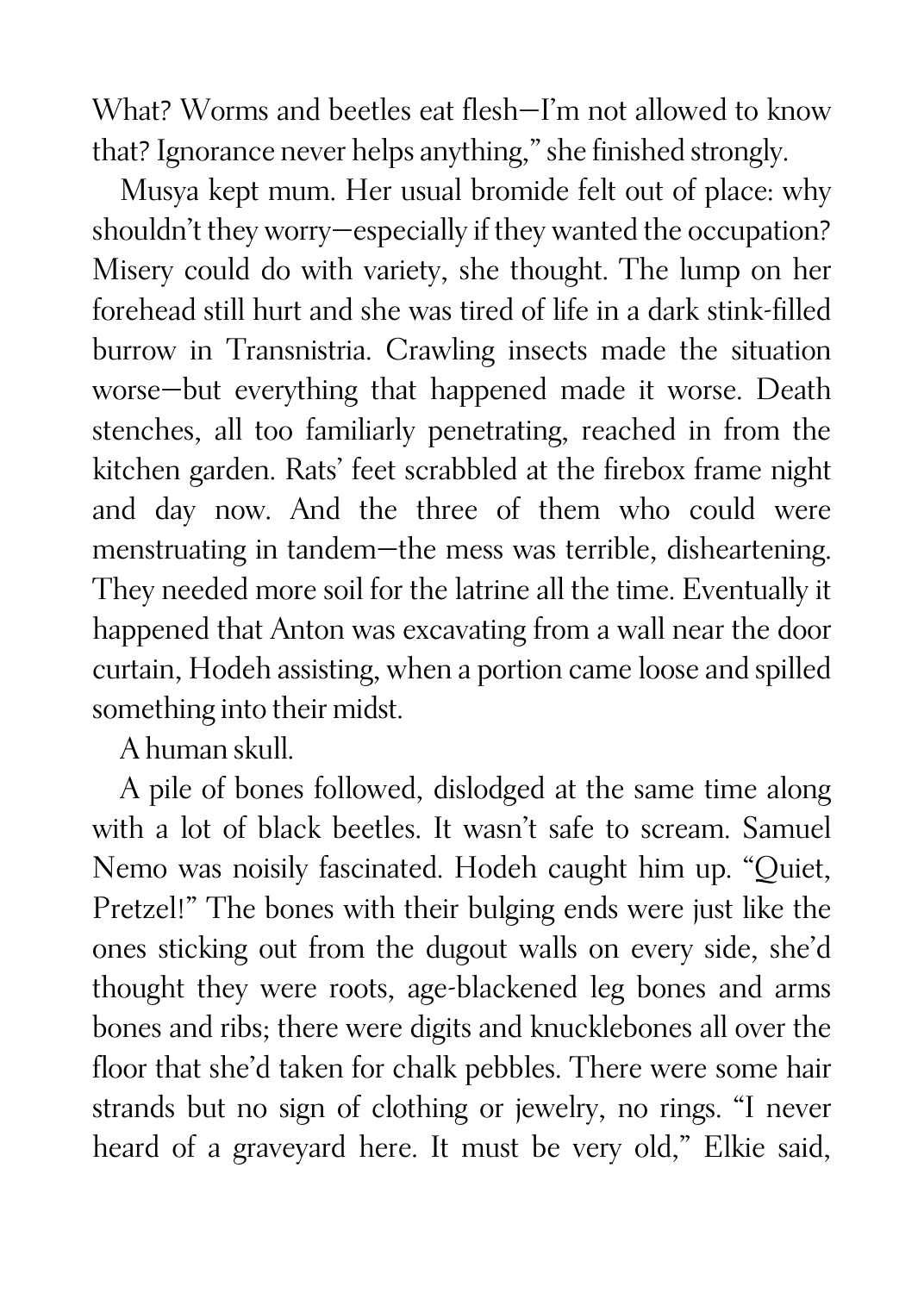What? Worms and beetles eat flesh—I'm not allowed to know that? Ignorance never helps anything," she finished strongly.

Musya kept mum. Her usual bromide felt out of place: why shouldn't they worry—especially if they wanted the occupation? Misery could do with variety, she thought. The lump on her forehead still hurt and she was tired of life in a dark stink-filled burrow in Transnistria. Crawling insects made the situation worse—but everything that happened made it worse. Death stenches, all too familiarly penetrating, reached in from the kitchen garden. Rats' feet scrabbled at the firebox frame night and day now. And the three of them who could were menstruating in tandem—the mess was terrible, disheartening. They needed more soil for the latrine all the time. Eventually it happened that Anton was excavating from a wall near the door curtain, Hodeh assisting, when a portion came loose and spilled something into their midst.

A human skull.

A pile of bones followed, dislodged at the same time along with a lot of black beetles. It wasn't safe to scream. Samuel Nemo was noisily fascinated. Hodeh caught him up. "Quiet, Pretzel!" The bones with their bulging ends were just like the ones sticking out from the dugout walls on every side, she'd thought they were roots, age-blackened leg bones and arms bones and ribs; there were digits and knucklebones all over the floor that she'd taken for chalk pebbles. There were some hair strands but no sign of clothing or jewelry, no rings. "I never heard of a graveyard here. It must be very old," Elkie said,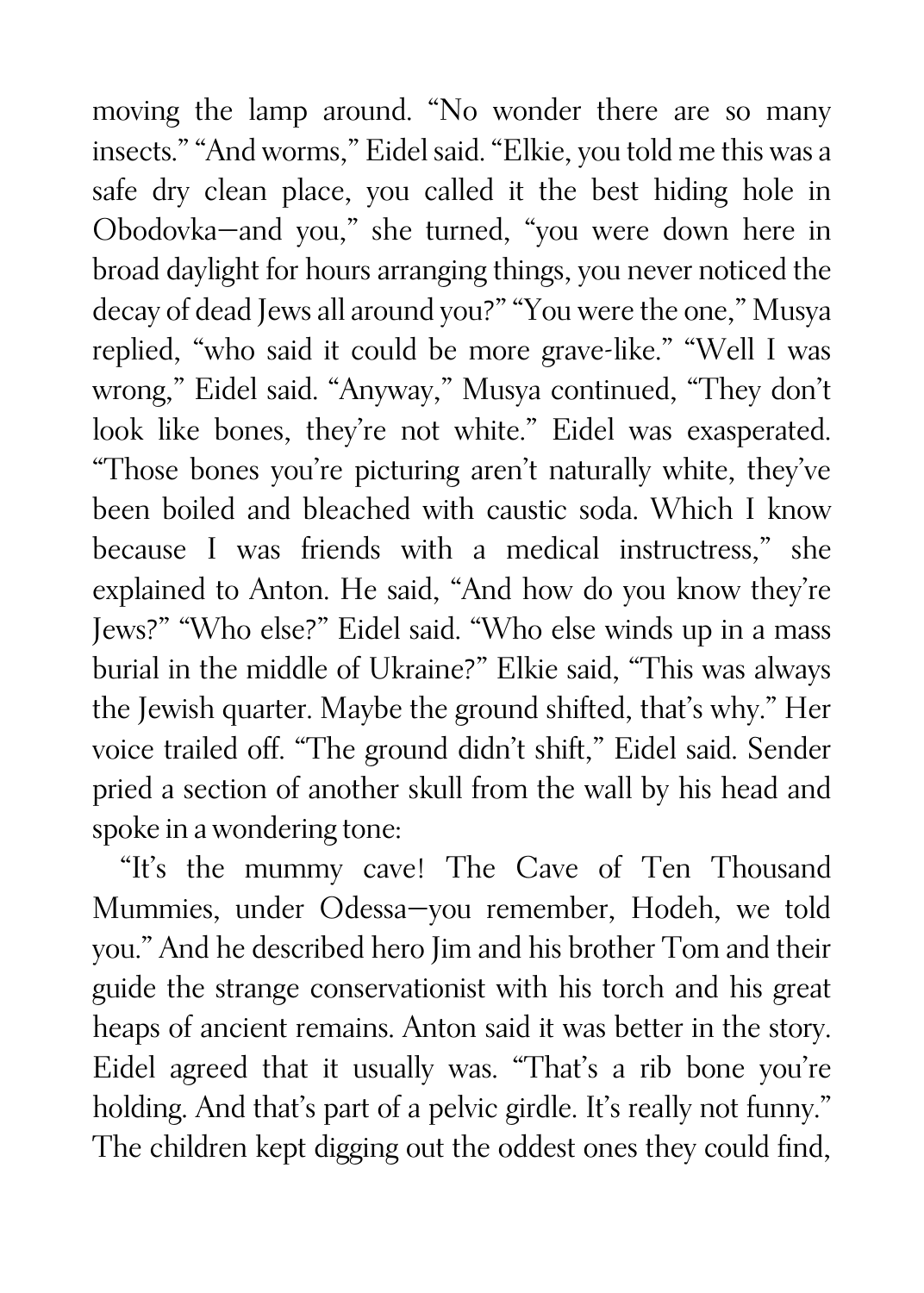moving the lamp around. "No wonder there are so many insects." "And worms," Eidel said. "Elkie, you told me this was a safe dry clean place, you called it the best hiding hole in Obodovka—and you," she turned, "you were down here in broad daylight for hours arranging things, you never noticed the decay of dead Jews all around you?" "You were the one," Musya replied, "who said it could be more grave-like." "Well I was wrong," Eidel said. "Anyway," Musya continued, "They don't look like bones, they're not white." Eidel was exasperated. "Those bones you're picturing aren't naturally white, they've been boiled and bleached with caustic soda. Which I know because I was friends with a medical instructress," she explained to Anton. He said, "And how do you know they're Jews?" "Who else?" Eidel said. "Who else winds up in a mass burial in the middle of Ukraine?" Elkie said, "This was always the Jewish quarter. Maybe the ground shifted, that's why." Her voice trailed off. "The ground didn't shift," Eidel said. Sender pried a section of another skull from the wall by his head and spoke in a wondering tone:

"It's the mummy cave! The Cave of Ten Thousand Mummies, under Odessa—you remember, Hodeh, we told you." And he described hero Jim and his brother Tom and their guide the strange conservationist with his torch and his great heaps of ancient remains. Anton said it was better in the story. Eidel agreed that it usually was. "That's a rib bone you're holding. And that's part of a pelvic girdle. It's really not funny." The children kept digging out the oddest ones they could find,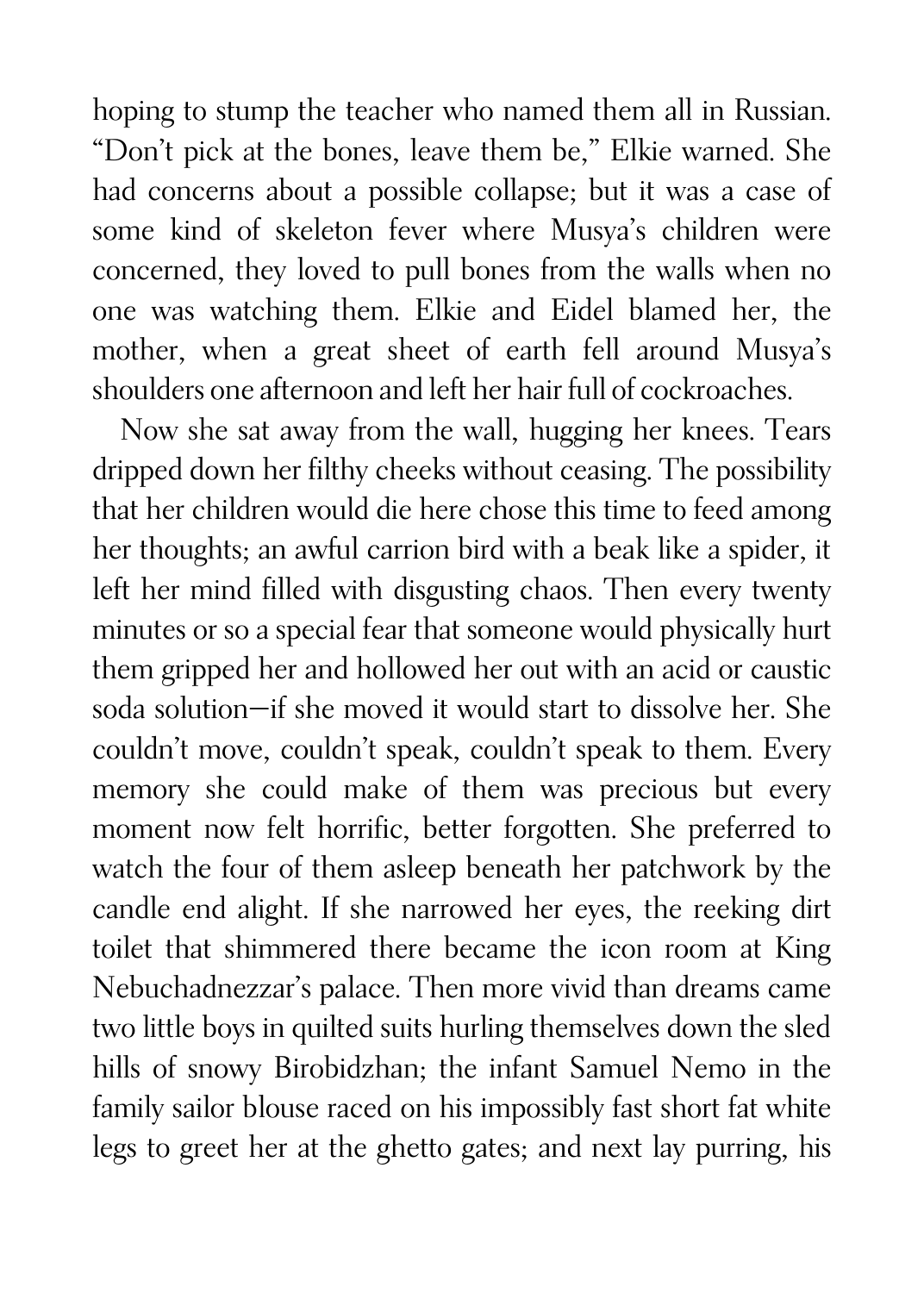hoping to stump the teacher who named them all in Russian. "Don't pick at the bones, leave them be," Elkie warned. She had concerns about a possible collapse; but it was a case of some kind of skeleton fever where Musya's children were concerned, they loved to pull bones from the walls when no one was watching them. Elkie and Eidel blamed her, the mother, when a great sheet of earth fell around Musya's shoulders one afternoon and left her hair full of cockroaches.

Now she sat away from the wall, hugging her knees. Tears dripped down her filthy cheeks without ceasing. The possibility that her children would die here chose this time to feed among her thoughts; an awful carrion bird with a beak like a spider, it left her mind filled with disgusting chaos. Then every twenty minutes or so a special fear that someone would physically hurt them gripped her and hollowed her out with an acid or caustic soda solution—if she moved it would start to dissolve her. She couldn't move, couldn't speak, couldn't speak to them. Every memory she could make of them was precious but every moment now felt horrific, better forgotten. She preferred to watch the four of them asleep beneath her patchwork by the candle end alight. If she narrowed her eyes, the reeking dirt toilet that shimmered there became the icon room at King Nebuchadnezzar's palace. Then more vivid than dreams came two little boys in quilted suits hurling themselves down the sled hills of snowy Birobidzhan; the infant Samuel Nemo in the family sailor blouse raced on his impossibly fast short fat white legs to greet her at the ghetto gates; and next lay purring, his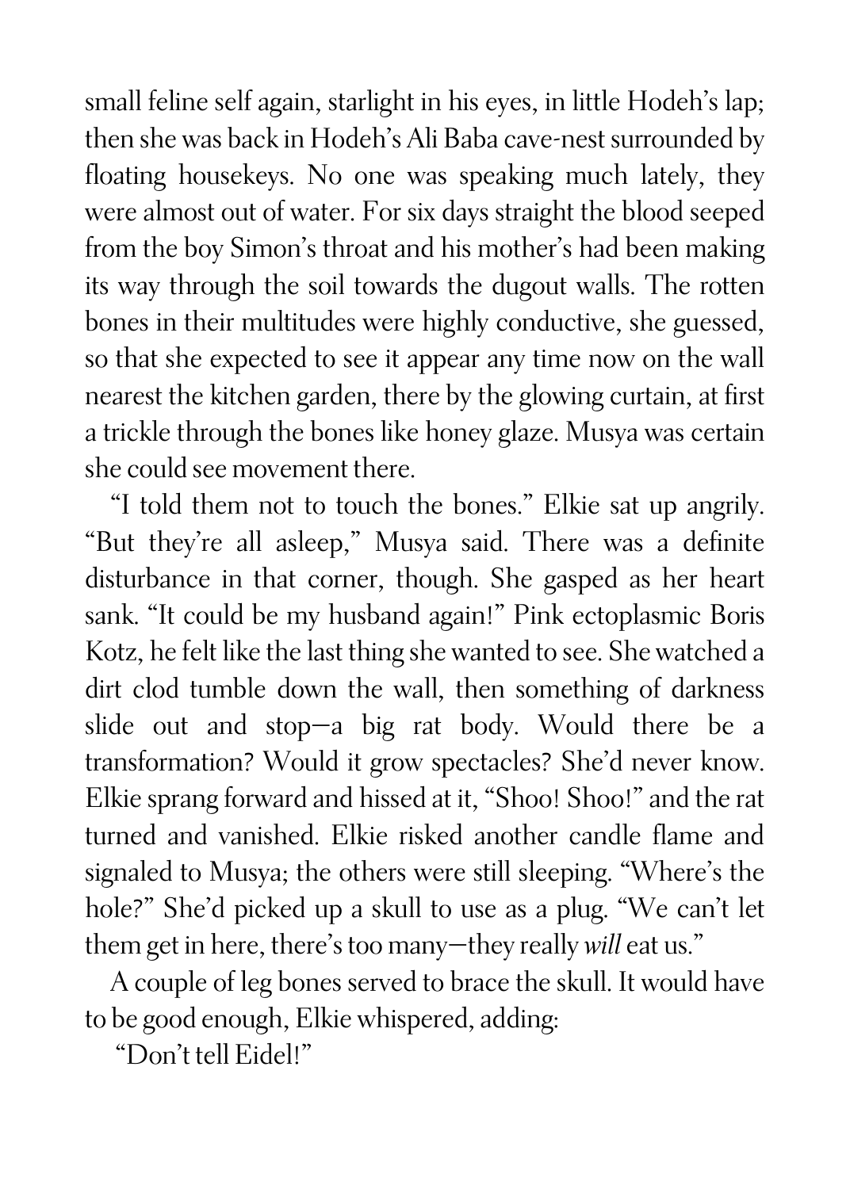small feline self again, starlight in his eyes, in little Hodeh's lap; then she was back in Hodeh's Ali Baba cave-nest surrounded by floating housekeys. No one was speaking much lately, they were almost out of water. For six days straight the blood seeped from the boy Simon's throat and his mother's had been making its way through the soil towards the dugout walls. The rotten bones in their multitudes were highly conductive, she guessed, so that she expected to see it appear any time now on the wall nearest the kitchen garden, there by the glowing curtain, at first a trickle through the bones like honey glaze. Musya was certain she could see movement there.

"I told them not to touch the bones." Elkie sat up angrily. "But they're all asleep," Musya said. There was a definite disturbance in that corner, though. She gasped as her heart sank. "It could be my husband again!" Pink ectoplasmic Boris Kotz, he felt like the last thing she wanted to see. She watched a dirt clod tumble down the wall, then something of darkness slide out and stop—a big rat body. Would there be a transformation? Would it grow spectacles? She'd never know. Elkie sprang forward and hissed at it, "Shoo! Shoo!" and the rat turned and vanished. Elkie risked another candle flame and signaled to Musya; the others were still sleeping. "Where's the hole?" She'd picked up a skull to use as a plug. "We can't let them get in here, there's too many—they really *will* eat us."

A couple of leg bones served to brace the skull. It would have to be good enough, Elkie whispered, adding:

"Don't tell Eidel!"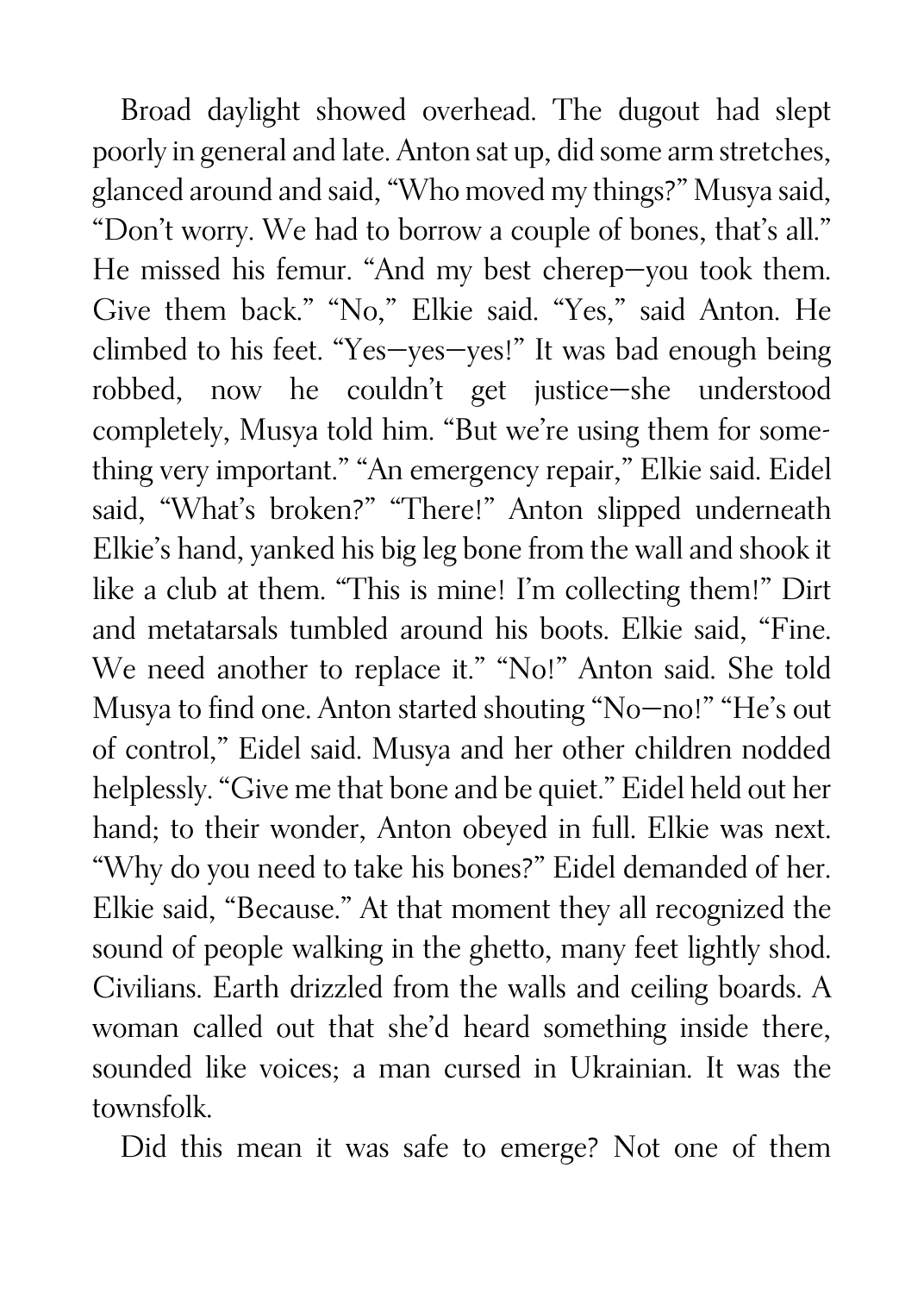Broad daylight showed overhead. The dugout had slept poorly in general and late. Anton sat up, did some arm stretches, glanced around and said, “Who moved my things?” Musya said, “Don’t worry. We had to borrow a couple of bones, that’s all.” He missed his femur. “And my best cherep—you took them. Give them back.” “No,” Elkie said. “Yes,” said Anton. He climbed to his feet. “Yes—yes—yes!” It was bad enough being robbed, now he couldn’t get justice—she understood completely, Musya told him. “But we’re using them for something very important.” “An emergency repair,” Elkie said. Eidel said, “What’s broken?” “There!” Anton slipped underneath Elkie’s hand, yanked his big leg bone from the wall and shook it like a club at them. “This is mine! I’m collecting them!” Dirt and metatarsals tumbled around his boots. Elkie said, “Fine. We need another to replace it.” “No!” Anton said. She told Musya to find one. Anton started shouting “No—no!” “He’s out of control,” Eidel said. Musya and her other children nodded helplessly. “Give me that bone and be quiet.” Eidel held out her hand; to their wonder, Anton obeyed in full. Elkie was next. “Why do you need to take his bones?” Eidel demanded of her. Elkie said, “Because.” At that moment they all recognized the sound of people walking in the ghetto, many feet lightly shod. Civilians. Earth drizzled from the walls and ceiling boards. A woman called out that she’d heard something inside there, sounded like voices; a man cursed in Ukrainian. It was the townsfolk.

Did this mean it was safe to emerge? Not one of them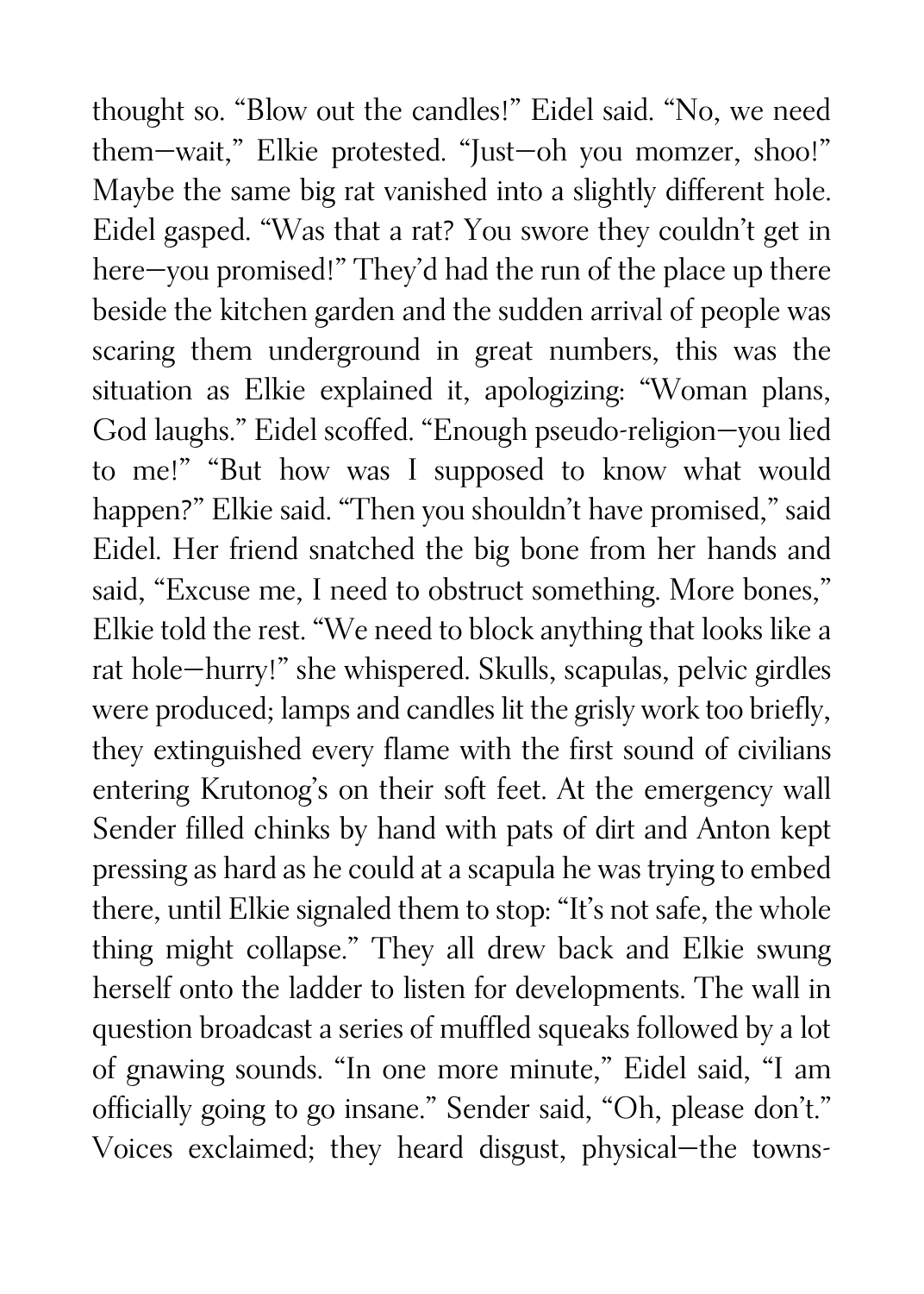thought so. "Blow out the candles!" Eidel said. "No, we need them—wait," Elkie protested. "Just—oh you momzer, shoo!" Maybe the same big rat vanished into a slightly different hole. Eidel gasped. "Was that a rat? You swore they couldn't get in here—you promised!" They'd had the run of the place up there beside the kitchen garden and the sudden arrival of people was scaring them underground in great numbers, this was the situation as Elkie explained it, apologizing: "Woman plans, God laughs." Eidel scoffed. "Enough pseudo-religion—you lied to me!" "But how was I supposed to know what would happen?" Elkie said. "Then you shouldn't have promised," said Eidel. Her friend snatched the big bone from her hands and said, "Excuse me, I need to obstruct something. More bones," Elkie told the rest. "We need to block anything that looks like a rat hole—hurry!" she whispered. Skulls, scapulas, pelvic girdles were produced; lamps and candles lit the grisly work too briefly, they extinguished every flame with the first sound of civilians entering Krutonog's on their soft feet. At the emergency wall Sender filled chinks by hand with pats of dirt and Anton kept pressing as hard as he could at a scapula he was trying to embed there, until Elkie signaled them to stop: "It's not safe, the whole thing might collapse." They all drew back and Elkie swung herself onto the ladder to listen for developments. The wall in question broadcast a series of muffled squeaks followed by a lot of gnawing sounds. "In one more minute," Eidel said, "I am officially going to go insane." Sender said, "Oh, please don't." Voices exclaimed; they heard disgust, physical—the towns-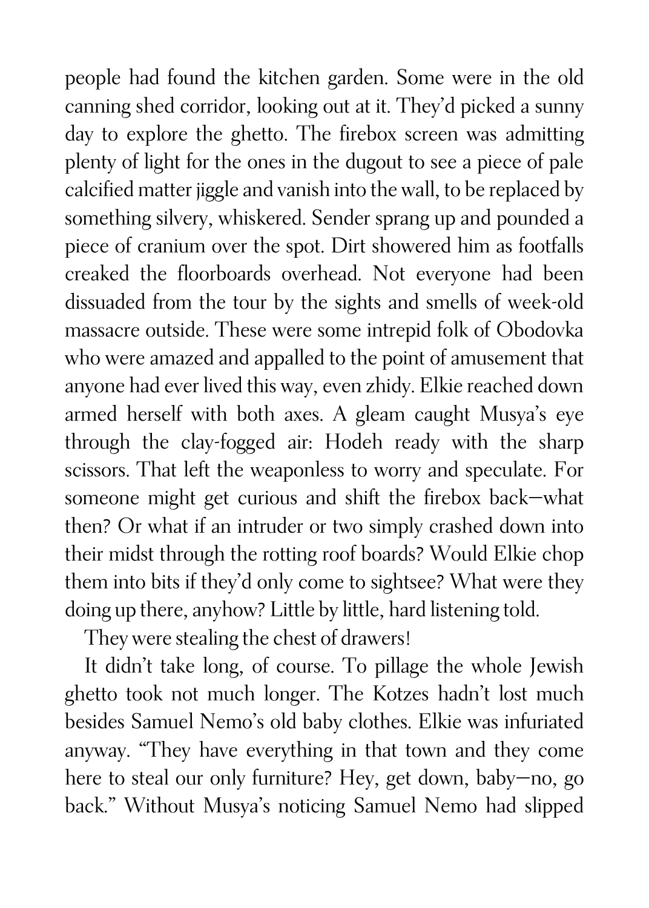people had found the kitchen garden. Some were in the old canning shed corridor, looking out at it. They'd picked a sunny day to explore the ghetto. The firebox screen was admitting plenty of light for the ones in the dugout to see a piece of pale calcified matter jiggle and vanish into the wall, to be replaced by something silvery, whiskered. Sender sprang up and pounded a piece of cranium over the spot. Dirt showered him as footfalls creaked the floorboards overhead. Not everyone had been dissuaded from the tour by the sights and smells of week-old massacre outside. These were some intrepid folk of Obodovka who were amazed and appalled to the point of amusement that anyone had ever lived this way, even zhidy. Elkie reached down armed herself with both axes. A gleam caught Musya's eye through the clay-fogged air: Hodeh ready with the sharp scissors. That left the weaponless to worry and speculate. For someone might get curious and shift the firebox back—what then? Or what if an intruder or two simply crashed down into their midst through the rotting roof boards? Would Elkie chop them into bits if they'd only come to sightsee? What were they doing up there, anyhow? Little by little, hard listening told.

They were stealing the chest of drawers!

It didn't take long, of course. To pillage the whole Jewish ghetto took not much longer. The Kotzes hadn't lost much besides Samuel Nemo's old baby clothes. Elkie was infuriated anyway. "They have everything in that town and they come here to steal our only furniture? Hey, get down, baby—no, go back." Without Musya's noticing Samuel Nemo had slipped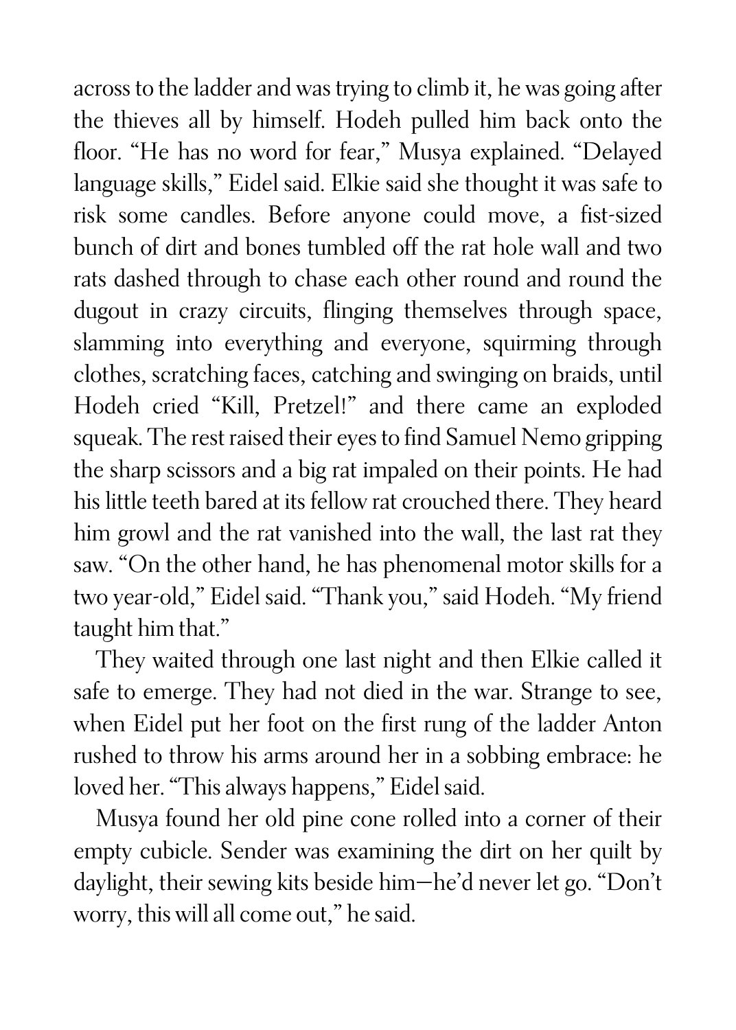across to the ladder and was trying to climb it, he was going after the thieves all by himself. Hodeh pulled him back onto the floor. "He has no word for fear," Musya explained. "Delayed language skills," Eidel said. Elkie said she thought it was safe to risk some candles. Before anyone could move, a fist-sized bunch of dirt and bones tumbled off the rat hole wall and two rats dashed through to chase each other round and round the dugout in crazy circuits, flinging themselves through space, slamming into everything and everyone, squirming through clothes, scratching faces, catching and swinging on braids, until Hodeh cried "Kill, Pretzel!" and there came an exploded squeak. The rest raised their eyes to find Samuel Nemo gripping the sharp scissors and a big rat impaled on their points. He had his little teeth bared at its fellow rat crouched there. They heard him growl and the rat vanished into the wall, the last rat they saw. "On the other hand, he has phenomenal motor skills for a two year-old," Eidel said. "Thank you," said Hodeh. "My friend taught him that."

They waited through one last night and then Elkie called it safe to emerge. They had not died in the war. Strange to see, when Eidel put her foot on the first rung of the ladder Anton rushed to throw his arms around her in a sobbing embrace: he loved her. "This always happens," Eidel said.

Musya found her old pine cone rolled into a corner of their empty cubicle. Sender was examining the dirt on her quilt by daylight, their sewing kits beside him—he'd never let go. "Don't worry, this will all come out," he said.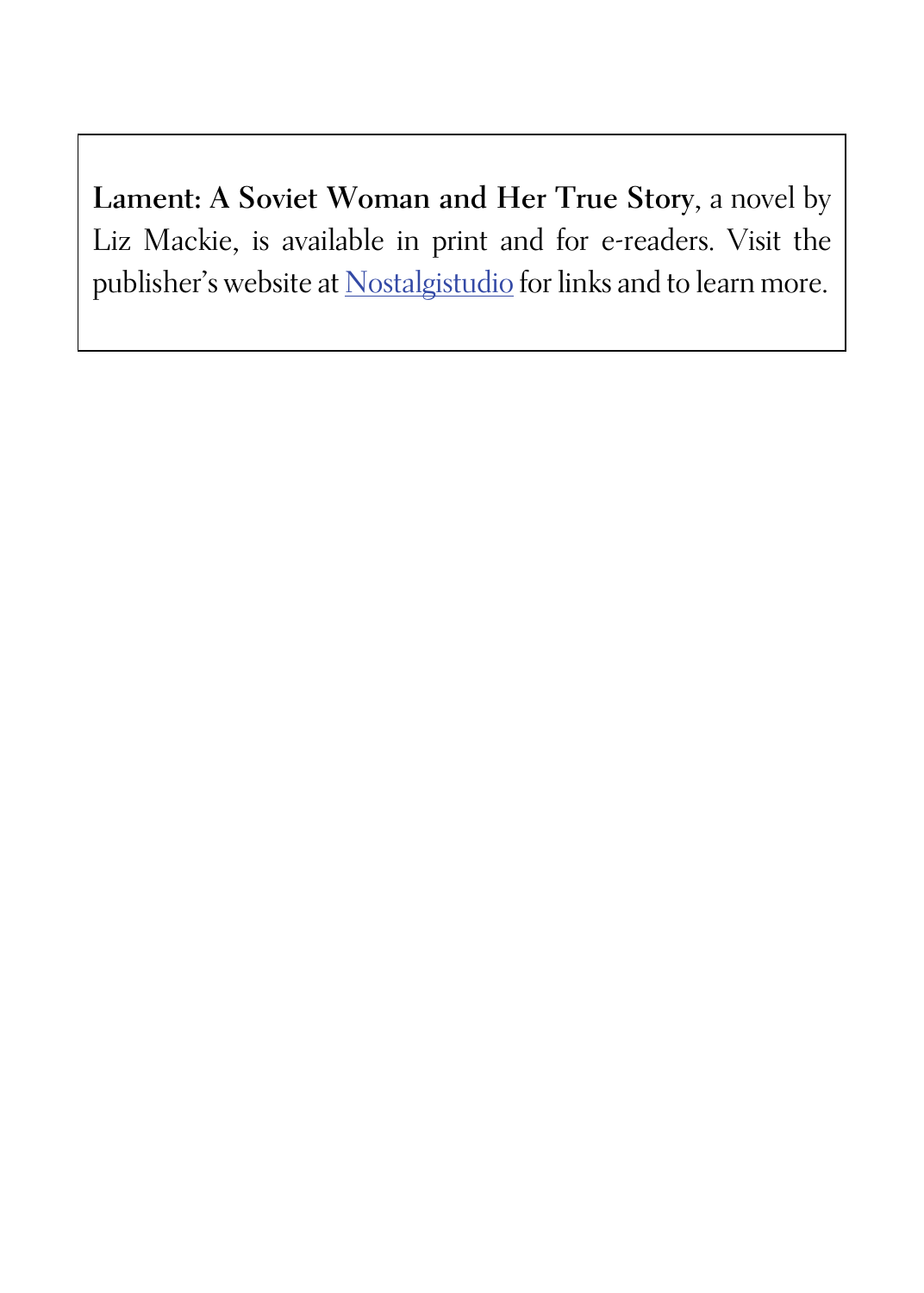**Lament: A Soviet Woman and Her True Story**, a novel by Liz Mackie, is available in print and for e-readers. Visit the publisher's website at Nostalgistudio for links and to learn more.